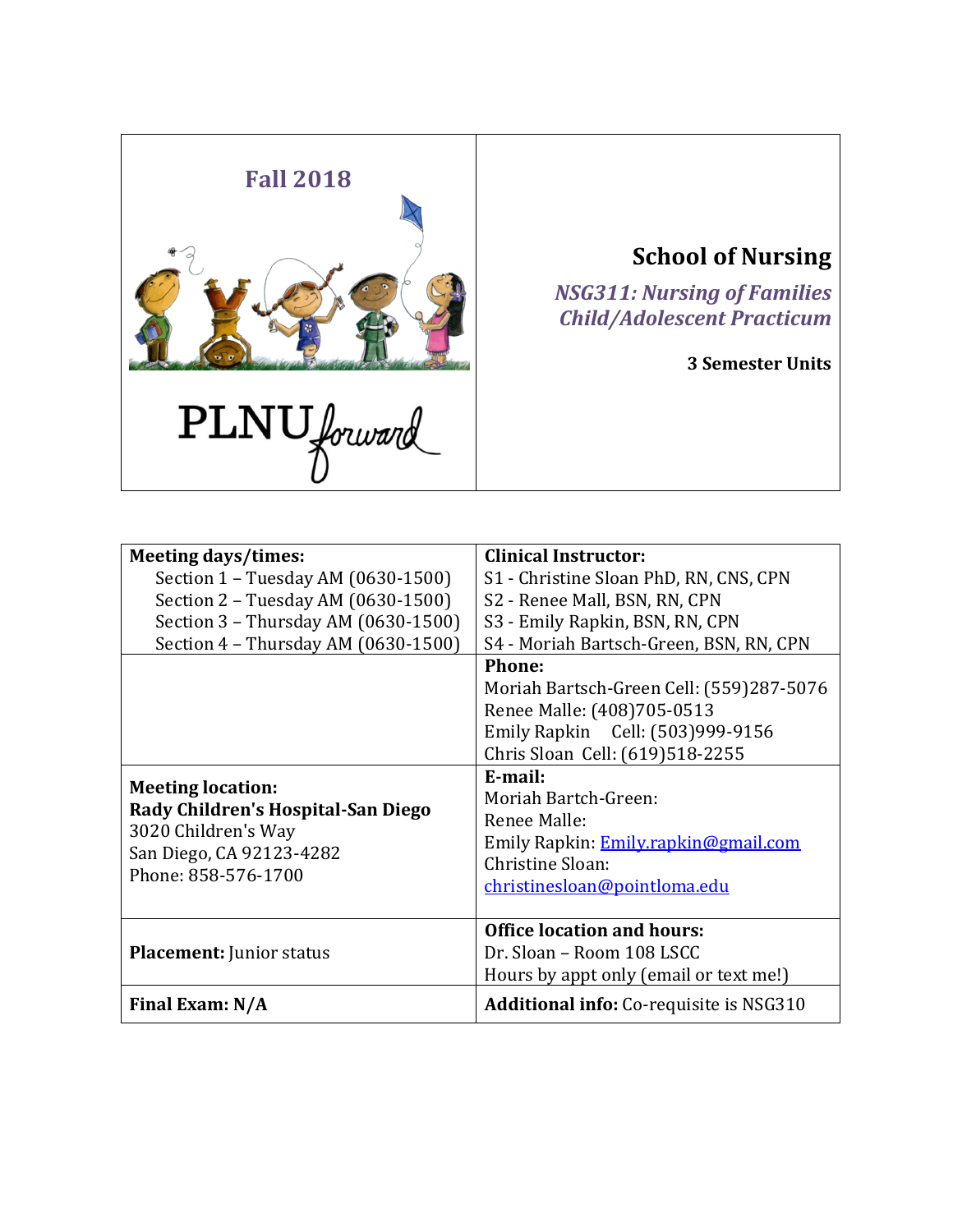| Fall 2018 | **School of Nursing** |
|---|---|
| PLNU forward | *NSG311: Nursing of Families Child/Adolescent Practicum* |
| | **3 Semester Units** |

| **Meeting days/times:** | **Clinical Instructor:** |
|---|---|
| Section 1 – Tuesday AM (0630-1500)<br>Section 2 – Tuesday AM (0630-1500)<br>Section 3 – Thursday AM (0630-1500)<br>Section 4 – Thursday AM (0630-1500) | S1 - Christine Sloan PhD, RN, CNS, CPN<br>S2 - Renee Mall, BSN, RN, CPN<br>S3 - Emily Rapkin, BSN, RN, CPN<br>S4 - Moriah Bartsch-Green, BSN, RN, CPN |
| | **Phone:**<br>Moriah Bartsch-Green Cell: (559)287-5076<br>Renee Malle: (408)705-0513<br>Emily Rapkin Cell: (503)999-9156<br>Chris Sloan Cell: (619)518-2255 |
| **Meeting location:**<br>**Rady Children's Hospital-San Diego**<br>3020 Children's Way<br>San Diego, CA 92123-4282<br>Phone: 858-576-1700 | **E-mail:**<br>Moriah Bartch-Green:<br>Renee Malle:<br>Emily Rapkin: Emily.rapkin@gmail.com<br>Christine Sloan:<br>christinesloan@pointloma.edu |
| **Placement:** Junior status | **Office location and hours:**<br>Dr. Sloan – Room 108 LSCC<br>Hours by appt only (email or text me!) |
| **Final Exam: N/A** | **Additional info:** Co-requisite is NSG310 |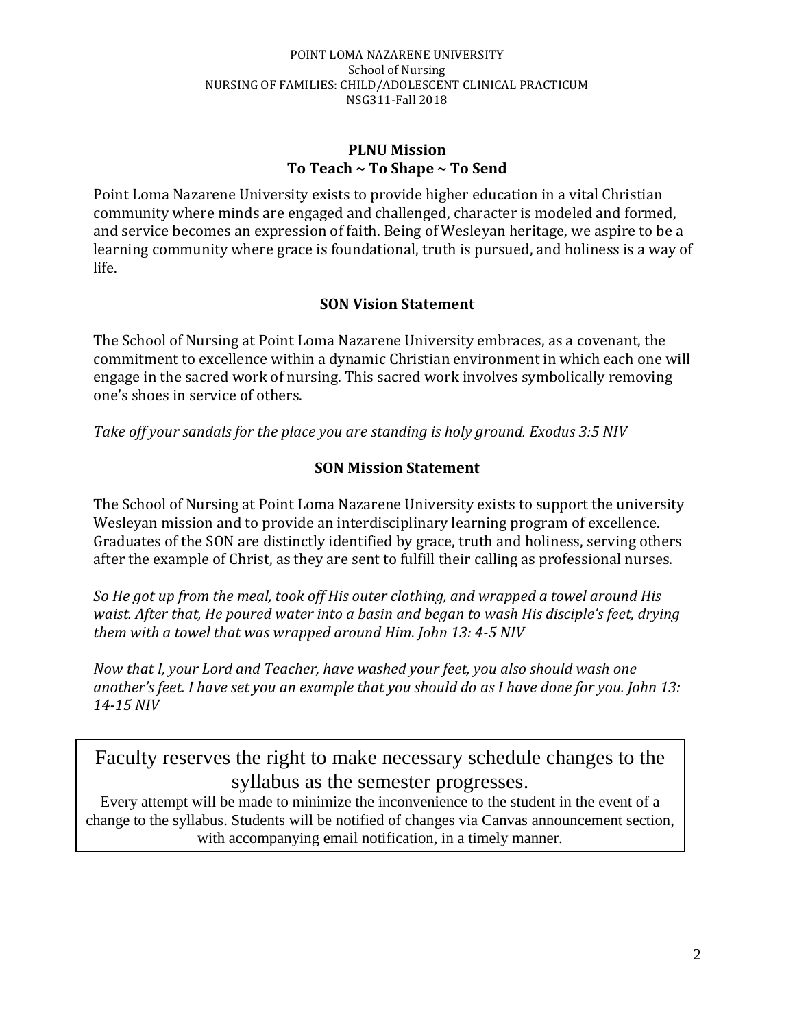## PLNU Mission
## To Teach ~ To Shape ~ To Send

Point Loma Nazarene University exists to provide higher education in a vital Christian community where minds are engaged and challenged, character is modeled and formed, and service becomes an expression of faith. Being of Wesleyan heritage, we aspire to be a learning community where grace is foundational, truth is pursued, and holiness is a way of life.

## SON Vision Statement

The School of Nursing at Point Loma Nazarene University embraces, as a covenant, the commitment to excellence within a dynamic Christian environment in which each one will engage in the sacred work of nursing. This sacred work involves symbolically removing one's shoes in service of others.

*Take off your sandals for the place you are standing is holy ground. Exodus 3:5 NIV*

## SON Mission Statement

The School of Nursing at Point Loma Nazarene University exists to support the university Wesleyan mission and to provide an interdisciplinary learning program of excellence. Graduates of the SON are distinctly identified by grace, truth and holiness, serving others after the example of Christ, as they are sent to fulfill their calling as professional nurses.

*So He got up from the meal, took off His outer clothing, and wrapped a towel around His waist. After that, He poured water into a basin and began to wash His disciple's feet, drying them with a towel that was wrapped around Him. John 13: 4-5 NIV*

*Now that I, your Lord and Teacher, have washed your feet, you also should wash one another's feet. I have set you an example that you should do as I have done for you. John 13: 14-15 NIV*

Faculty reserves the right to make necessary schedule changes to the syllabus as the semester progresses.

Every attempt will be made to minimize the inconvenience to the student in the event of a change to the syllabus. Students will be notified of changes via Canvas announcement section, with accompanying email notification, in a timely manner.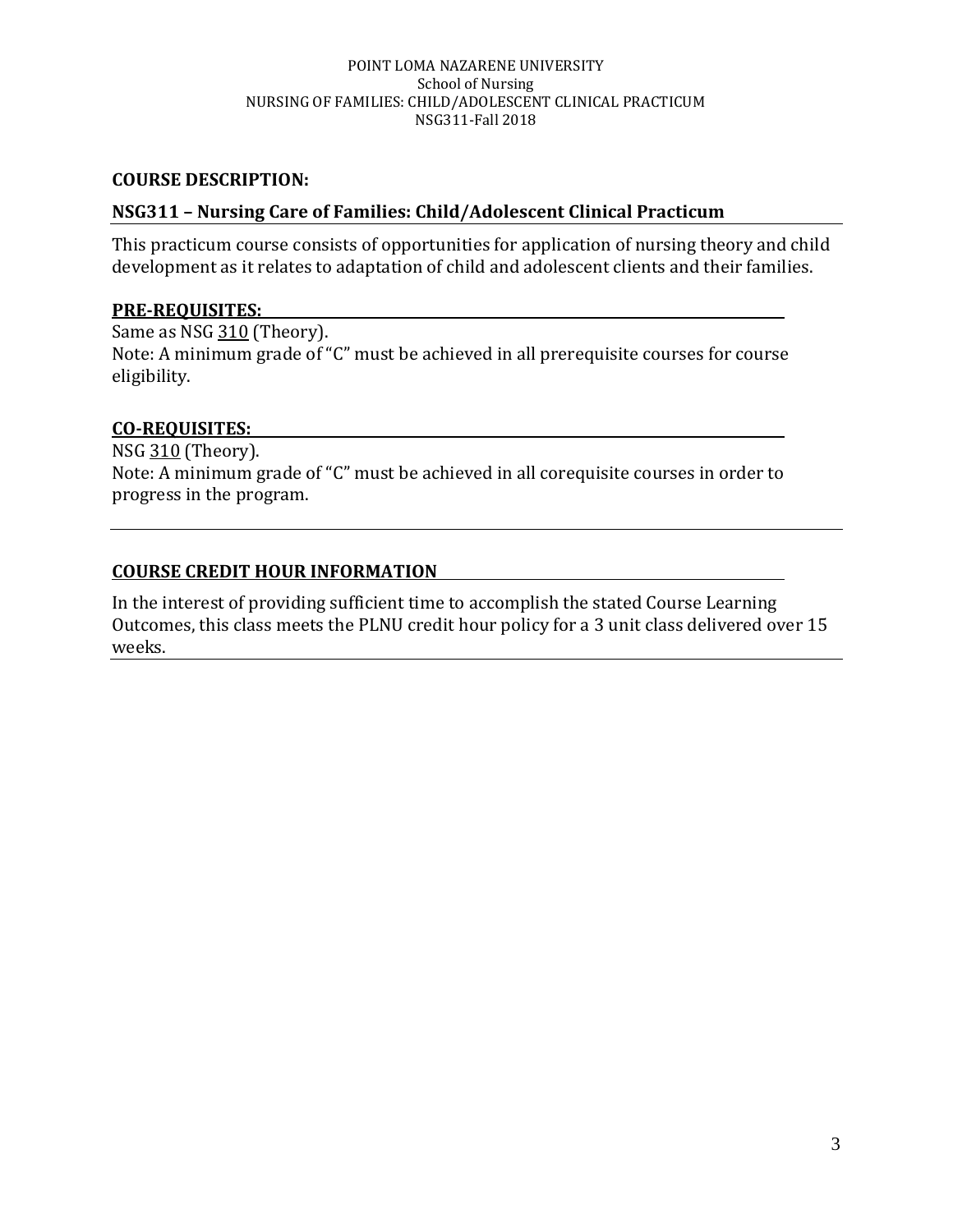## COURSE DESCRIPTION:

### NSG311 – Nursing Care of Families: Child/Adolescent Clinical Practicum

This practicum course consists of opportunities for application of nursing theory and child development as it relates to adaptation of child and adolescent clients and their families.

**PRE-REQUISITES:**

Same as NSG 310 (Theory).
Note: A minimum grade of "C" must be achieved in all prerequisite courses for course eligibility.

**CO-REQUISITES:**

NSG 310 (Theory).
Note: A minimum grade of "C" must be achieved in all corequisite courses in order to progress in the program.

**COURSE CREDIT HOUR INFORMATION**

In the interest of providing sufficient time to accomplish the stated Course Learning Outcomes, this class meets the PLNU credit hour policy for a 3 unit class delivered over 15 weeks.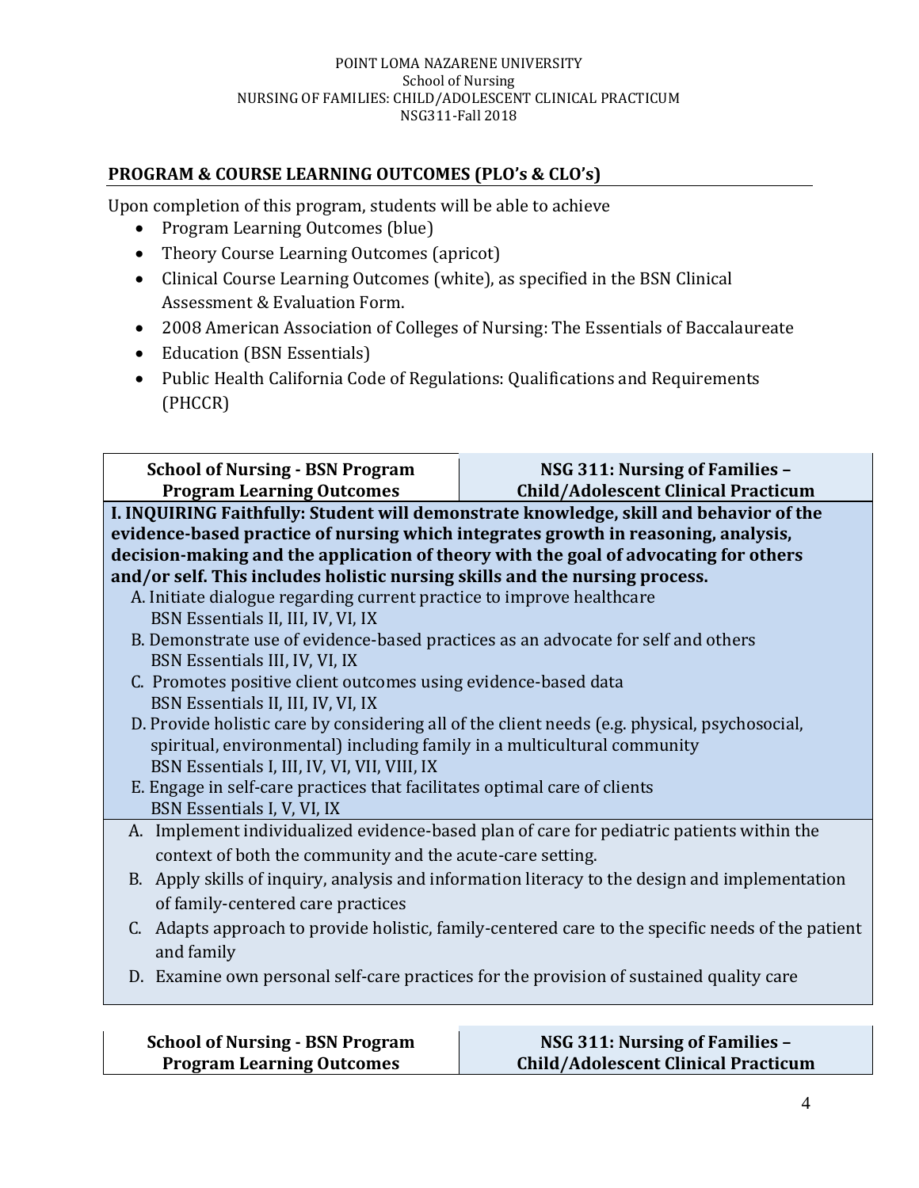## PROGRAM & COURSE LEARNING OUTCOMES (PLO's & CLO's)

Upon completion of this program, students will be able to achieve

- Program Learning Outcomes (blue)
- Theory Course Learning Outcomes (apricot)
- Clinical Course Learning Outcomes (white), as specified in the BSN Clinical Assessment & Evaluation Form.
- 2008 American Association of Colleges of Nursing: The Essentials of Baccalaureate
- Education (BSN Essentials)
- Public Health California Code of Regulations: Qualifications and Requirements (PHCCR)

| School of Nursing - BSN Program Program Learning Outcomes | NSG 311: Nursing of Families – Child/Adolescent Clinical Practicum |
|---|---|
| **I. INQUIRING Faithfully: Student will demonstrate knowledge, skill and behavior of the evidence-based practice of nursing which integrates growth in reasoning, analysis, decision-making and the application of theory with the goal of advocating for others and/or self. This includes holistic nursing skills and the nursing process.**<br>A. Initiate dialogue regarding current practice to improve healthcare<br>BSN Essentials II, III, IV, VI, IX<br>B. Demonstrate use of evidence-based practices as an advocate for self and others<br>BSN Essentials III, IV, VI, IX<br>C. Promotes positive client outcomes using evidence-based data<br>BSN Essentials II, III, IV, VI, IX<br>D. Provide holistic care by considering all of the client needs (e.g. physical, psychosocial, spiritual, environmental) including family in a multicultural community<br>BSN Essentials I, III, IV, VI, VII, VIII, IX<br>E. Engage in self-care practices that facilitates optimal care of clients<br>BSN Essentials I, V, VI, IX | |
| A. Implement individualized evidence-based plan of care for pediatric patients within the context of both the community and the acute-care setting.<br>B. Apply skills of inquiry, analysis and information literacy to the design and implementation of family-centered care practices<br>C. Adapts approach to provide holistic, family-centered care to the specific needs of the patient and family<br>D. Examine own personal self-care practices for the provision of sustained quality care | |

| School of Nursing - BSN Program Program Learning Outcomes | NSG 311: Nursing of Families – Child/Adolescent Clinical Practicum |
|---|---|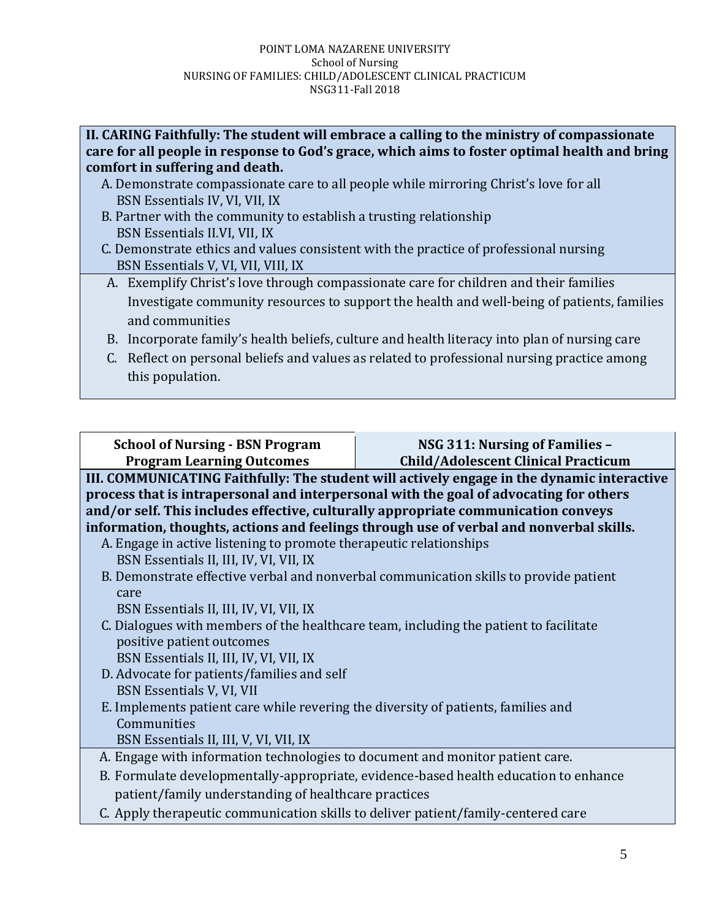**II. CARING Faithfully: The student will embrace a calling to the ministry of compassionate care for all people in response to God's grace, which aims to foster optimal health and bring comfort in suffering and death.**

A. Demonstrate compassionate care to all people while mirroring Christ's love for all
BSN Essentials IV, VI, VII, IX

B. Partner with the community to establish a trusting relationship
BSN Essentials II.VI, VII, IX

C. Demonstrate ethics and values consistent with the practice of professional nursing
BSN Essentials V, VI, VII, VIII, IX

A. Exemplify Christ's love through compassionate care for children and their families
Investigate community resources to support the health and well-being of patients, families and communities

B. Incorporate family's health beliefs, culture and health literacy into plan of nursing care

C. Reflect on personal beliefs and values as related to professional nursing practice among this population.

| School of Nursing - BSN Program Program Learning Outcomes | NSG 311: Nursing of Families – Child/Adolescent Clinical Practicum |
|---|---|

**III. COMMUNICATING Faithfully: The student will actively engage in the dynamic interactive process that is intrapersonal and interpersonal with the goal of advocating for others and/or self. This includes effective, culturally appropriate communication conveys information, thoughts, actions and feelings through use of verbal and nonverbal skills.**

A. Engage in active listening to promote therapeutic relationships
BSN Essentials II, III, IV, VI, VII, IX

B. Demonstrate effective verbal and nonverbal communication skills to provide patient care
BSN Essentials II, III, IV, VI, VII, IX

C. Dialogues with members of the healthcare team, including the patient to facilitate positive patient outcomes
BSN Essentials II, III, IV, VI, VII, IX

D. Advocate for patients/families and self
BSN Essentials V, VI, VII

E. Implements patient care while revering the diversity of patients, families and Communities
BSN Essentials II, III, V, VI, VII, IX

A. Engage with information technologies to document and monitor patient care.

B. Formulate developmentally-appropriate, evidence-based health education to enhance patient/family understanding of healthcare practices

C. Apply therapeutic communication skills to deliver patient/family-centered care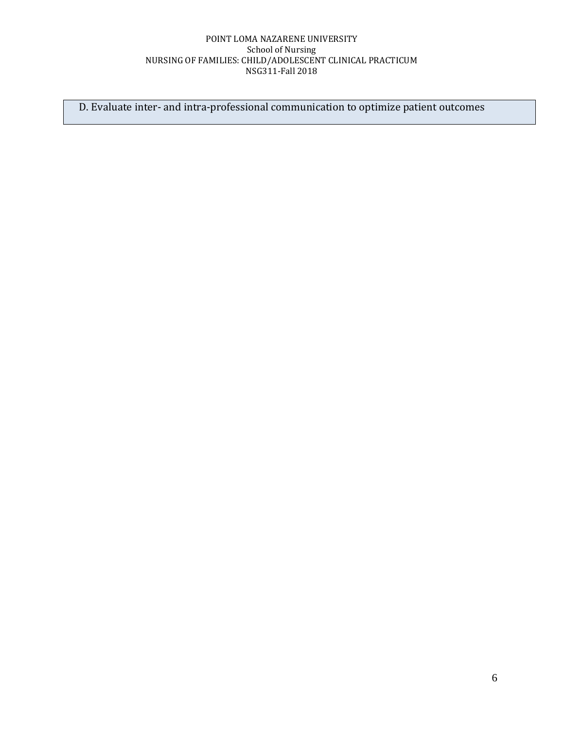| D. Evaluate inter- and intra-professional communication to optimize patient outcomes |
|---|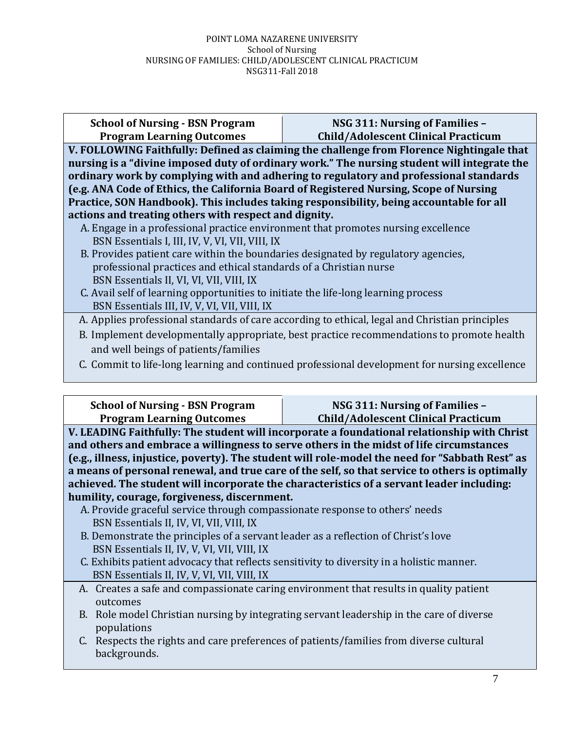| School of Nursing - BSN Program Program Learning Outcomes | NSG 311: Nursing of Families – Child/Adolescent Clinical Practicum |
|---|---|

**V. FOLLOWING Faithfully: Defined as claiming the challenge from Florence Nightingale that nursing is a "divine imposed duty of ordinary work." The nursing student will integrate the ordinary work by complying with and adhering to regulatory and professional standards (e.g. ANA Code of Ethics, the California Board of Registered Nursing, Scope of Nursing Practice, SON Handbook). This includes taking responsibility, being accountable for all actions and treating others with respect and dignity.**

A. Engage in a professional practice environment that promotes nursing excellence
   BSN Essentials I, III, IV, V, VI, VII, VIII, IX
B. Provides patient care within the boundaries designated by regulatory agencies, professional practices and ethical standards of a Christian nurse
   BSN Essentials II, VI, VI, VII, VIII, IX
C. Avail self of learning opportunities to initiate the life-long learning process
   BSN Essentials III, IV, V, VI, VII, VIII, IX

A. Applies professional standards of care according to ethical, legal and Christian principles
B. Implement developmentally appropriate, best practice recommendations to promote health and well beings of patients/families
C. Commit to life-long learning and continued professional development for nursing excellence

| School of Nursing - BSN Program Program Learning Outcomes | NSG 311: Nursing of Families – Child/Adolescent Clinical Practicum |
|---|---|

**V. LEADING Faithfully: The student will incorporate a foundational relationship with Christ and others and embrace a willingness to serve others in the midst of life circumstances (e.g., illness, injustice, poverty). The student will role-model the need for "Sabbath Rest" as a means of personal renewal, and true care of the self, so that service to others is optimally achieved. The student will incorporate the characteristics of a servant leader including: humility, courage, forgiveness, discernment.**

A. Provide graceful service through compassionate response to others' needs
   BSN Essentials II, IV, VI, VII, VIII, IX
B. Demonstrate the principles of a servant leader as a reflection of Christ's love
   BSN Essentials II, IV, V, VI, VII, VIII, IX
C. Exhibits patient advocacy that reflects sensitivity to diversity in a holistic manner.
   BSN Essentials II, IV, V, VI, VII, VIII, IX

A. Creates a safe and compassionate caring environment that results in quality patient outcomes
B. Role model Christian nursing by integrating servant leadership in the care of diverse populations
C. Respects the rights and care preferences of patients/families from diverse cultural backgrounds.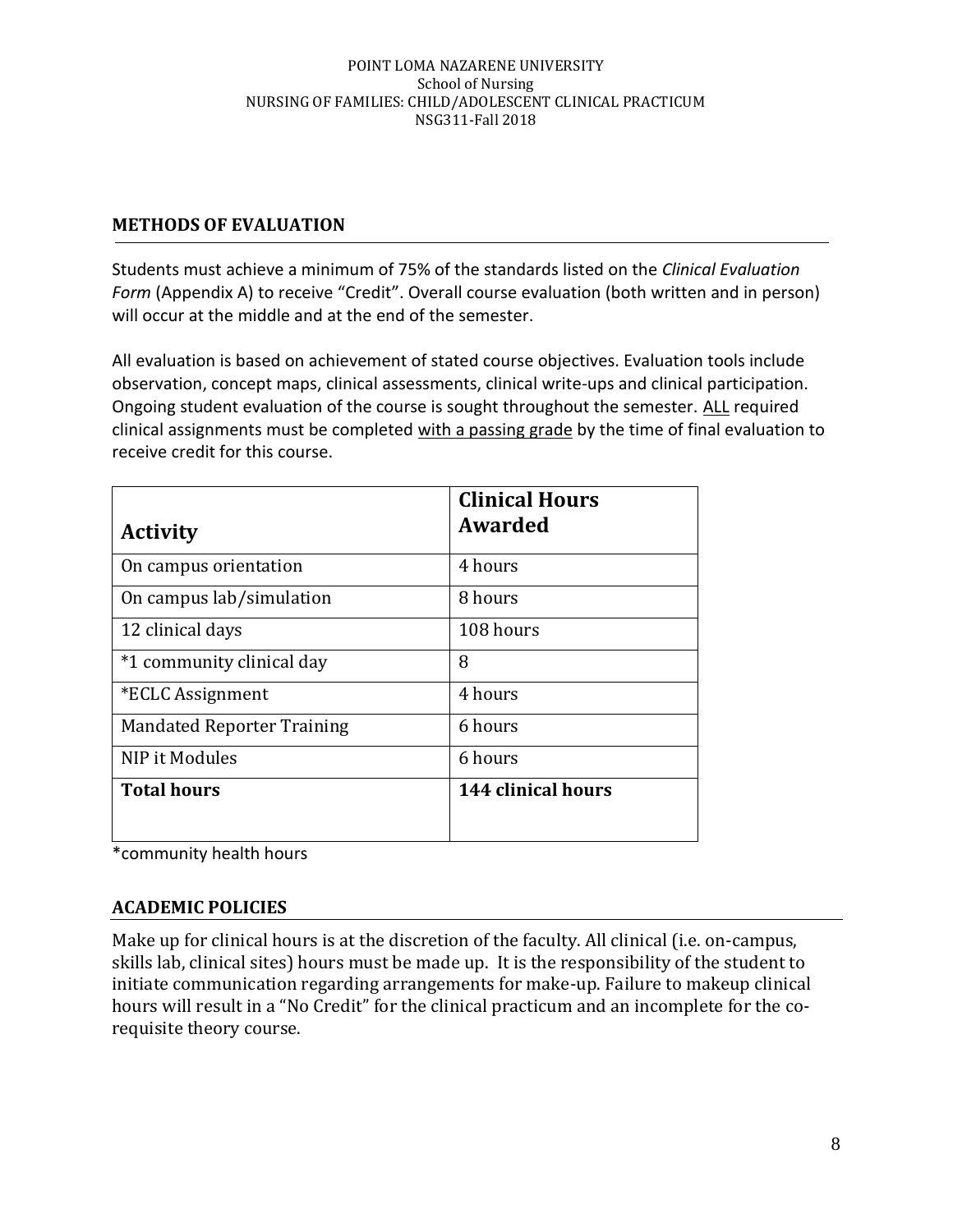## METHODS OF EVALUATION

Students must achieve a minimum of 75% of the standards listed on the *Clinical Evaluation Form* (Appendix A) to receive "Credit". Overall course evaluation (both written and in person) will occur at the middle and at the end of the semester.

All evaluation is based on achievement of stated course objectives. Evaluation tools include observation, concept maps, clinical assessments, clinical write-ups and clinical participation. Ongoing student evaluation of the course is sought throughout the semester. ALL required clinical assignments must be completed with a passing grade by the time of final evaluation to receive credit for this course.

| Activity | Clinical Hours Awarded |
|---|---|
| On campus orientation | 4 hours |
| On campus lab/simulation | 8 hours |
| 12 clinical days | 108 hours |
| *1 community clinical day | 8 |
| *ECLC Assignment | 4 hours |
| Mandated Reporter Training | 6 hours |
| NIP it Modules | 6 hours |
| **Total hours** | **144 clinical hours** |

*community health hours

## ACADEMIC POLICIES

Make up for clinical hours is at the discretion of the faculty. All clinical (i.e. on-campus, skills lab, clinical sites) hours must be made up. It is the responsibility of the student to initiate communication regarding arrangements for make-up. Failure to makeup clinical hours will result in a "No Credit" for the clinical practicum and an incomplete for the co-requisite theory course.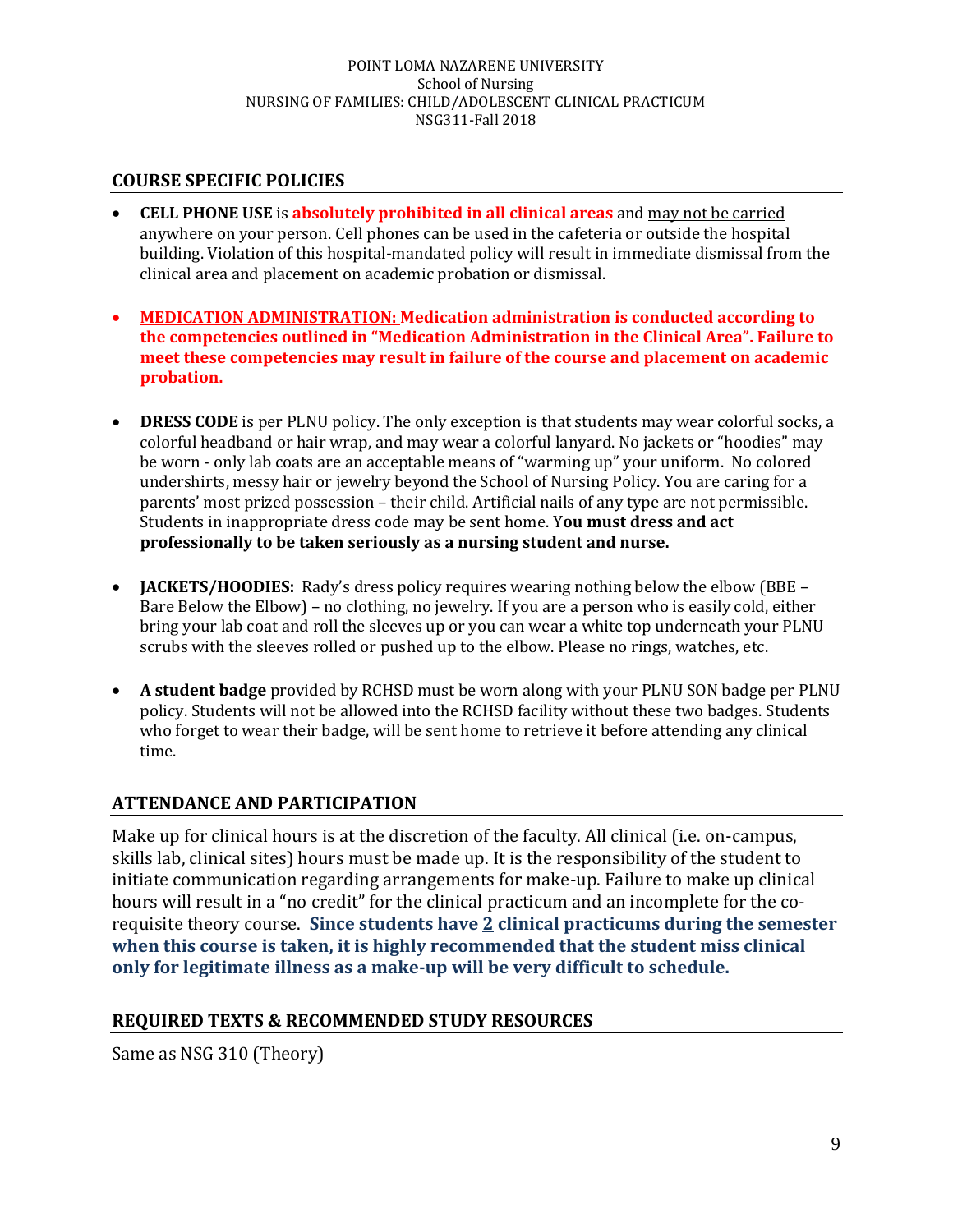## COURSE SPECIFIC POLICIES

- **CELL PHONE USE** is **absolutely prohibited in all clinical areas** and may not be carried anywhere on your person. Cell phones can be used in the cafeteria or outside the hospital building. Violation of this hospital-mandated policy will result in immediate dismissal from the clinical area and placement on academic probation or dismissal.

- **MEDICATION ADMINISTRATION: Medication administration is conducted according to the competencies outlined in "Medication Administration in the Clinical Area". Failure to meet these competencies may result in failure of the course and placement on academic probation.**

- **DRESS CODE** is per PLNU policy. The only exception is that students may wear colorful socks, a colorful headband or hair wrap, and may wear a colorful lanyard. No jackets or "hoodies" may be worn - only lab coats are an acceptable means of "warming up" your uniform. No colored undershirts, messy hair or jewelry beyond the School of Nursing Policy. You are caring for a parents' most prized possession – their child. Artificial nails of any type are not permissible. Students in inappropriate dress code may be sent home. **You must dress and act professionally to be taken seriously as a nursing student and nurse.**

- **JACKETS/HOODIES:** Rady's dress policy requires wearing nothing below the elbow (BBE – Bare Below the Elbow) – no clothing, no jewelry. If you are a person who is easily cold, either bring your lab coat and roll the sleeves up or you can wear a white top underneath your PLNU scrubs with the sleeves rolled or pushed up to the elbow. Please no rings, watches, etc.

- **A student badge** provided by RCHSD must be worn along with your PLNU SON badge per PLNU policy. Students will not be allowed into the RCHSD facility without these two badges. Students who forget to wear their badge, will be sent home to retrieve it before attending any clinical time.

## ATTENDANCE AND PARTICIPATION

Make up for clinical hours is at the discretion of the faculty. All clinical (i.e. on-campus, skills lab, clinical sites) hours must be made up. It is the responsibility of the student to initiate communication regarding arrangements for make-up. Failure to make up clinical hours will result in a "no credit" for the clinical practicum and an incomplete for the co-requisite theory course. **Since students have 2 clinical practicums during the semester when this course is taken, it is highly recommended that the student miss clinical only for legitimate illness as a make-up will be very difficult to schedule.**

## REQUIRED TEXTS & RECOMMENDED STUDY RESOURCES

Same as NSG 310 (Theory)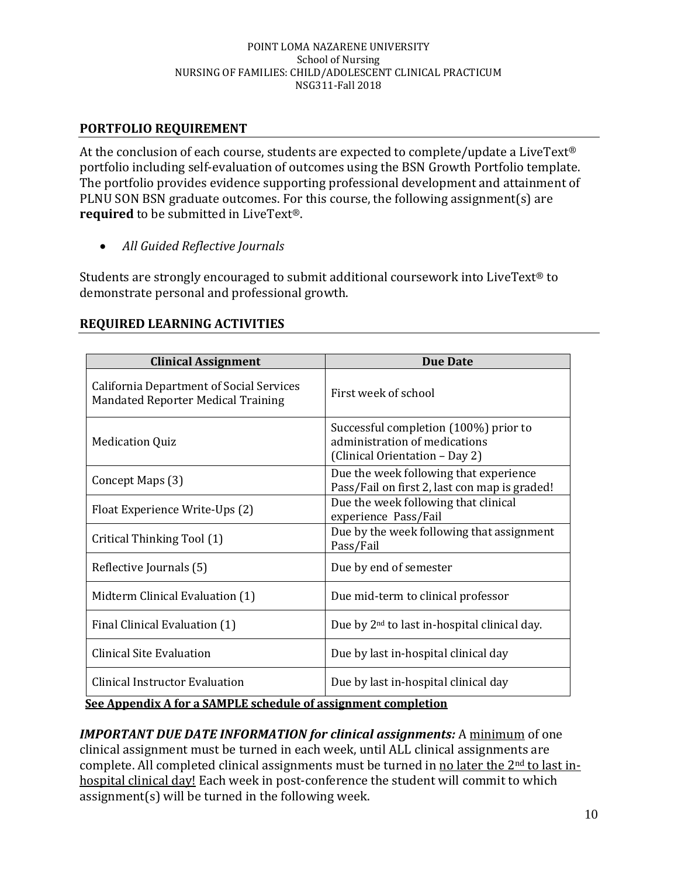## PORTFOLIO REQUIREMENT

At the conclusion of each course, students are expected to complete/update a LiveText® portfolio including self-evaluation of outcomes using the BSN Growth Portfolio template. The portfolio provides evidence supporting professional development and attainment of PLNU SON BSN graduate outcomes. For this course, the following assignment(s) are **required** to be submitted in LiveText®.

- *All Guided Reflective Journals*

Students are strongly encouraged to submit additional coursework into LiveText® to demonstrate personal and professional growth.

## REQUIRED LEARNING ACTIVITIES

| Clinical Assignment | Due Date |
| --- | --- |
| California Department of Social Services Mandated Reporter Medical Training | First week of school |
| Medication Quiz | Successful completion (100%) prior to administration of medications (Clinical Orientation – Day 2) |
| Concept Maps (3) | Due the week following that experience Pass/Fail on first 2, last con map is graded! |
| Float Experience Write-Ups (2) | Due the week following that clinical experience Pass/Fail |
| Critical Thinking Tool (1) | Due by the week following that assignment Pass/Fail |
| Reflective Journals (5) | Due by end of semester |
| Midterm Clinical Evaluation (1) | Due mid-term to clinical professor |
| Final Clinical Evaluation (1) | Due by 2nd to last in-hospital clinical day. |
| Clinical Site Evaluation | Due by last in-hospital clinical day |
| Clinical Instructor Evaluation | Due by last in-hospital clinical day |

**See Appendix A for a SAMPLE schedule of assignment completion**

***IMPORTANT DUE DATE INFORMATION for clinical assignments:*** A minimum of one clinical assignment must be turned in each week, until ALL clinical assignments are complete. All completed clinical assignments must be turned in no later the 2nd to last in-hospital clinical day! Each week in post-conference the student will commit to which assignment(s) will be turned in the following week.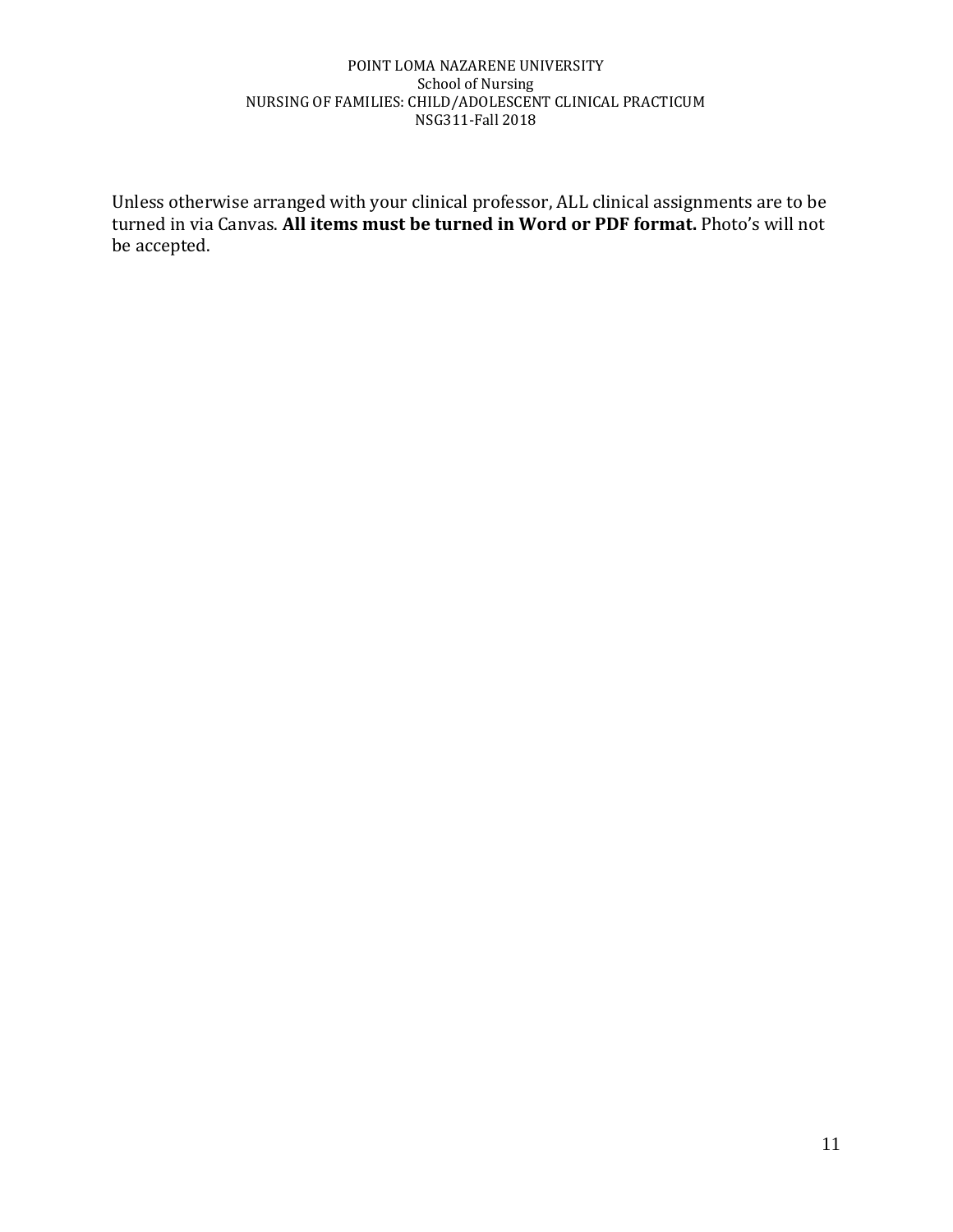Unless otherwise arranged with your clinical professor, ALL clinical assignments are to be turned in via Canvas. **All items must be turned in Word or PDF format.** Photo's will not be accepted.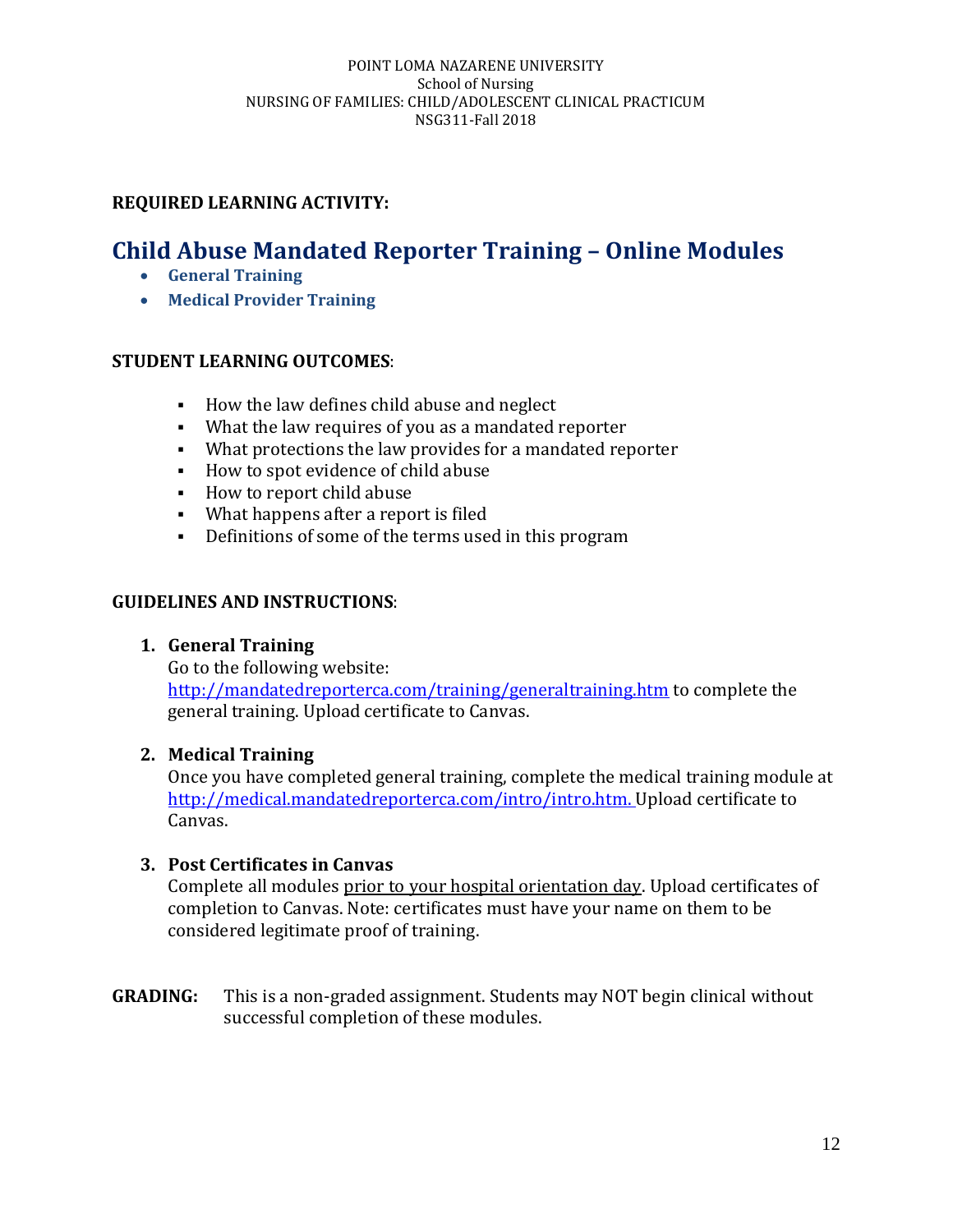**REQUIRED LEARNING ACTIVITY:**

# Child Abuse Mandated Reporter Training – Online Modules

- **General Training**
- **Medical Provider Training**

**STUDENT LEARNING OUTCOMES**:

- How the law defines child abuse and neglect
- What the law requires of you as a mandated reporter
- What protections the law provides for a mandated reporter
- How to spot evidence of child abuse
- How to report child abuse
- What happens after a report is filed
- Definitions of some of the terms used in this program

**GUIDELINES AND INSTRUCTIONS**:

1. **General Training**
   Go to the following website: http://mandatedreporterca.com/training/generaltraining.htm to complete the general training. Upload certificate to Canvas.

2. **Medical Training**
   Once you have completed general training, complete the medical training module at http://medical.mandatedreporterca.com/intro/intro.htm. Upload certificate to Canvas.

3. **Post Certificates in Canvas**
   Complete all modules prior to your hospital orientation day. Upload certificates of completion to Canvas. Note: certificates must have your name on them to be considered legitimate proof of training.

**GRADING:** This is a non-graded assignment. Students may NOT begin clinical without successful completion of these modules.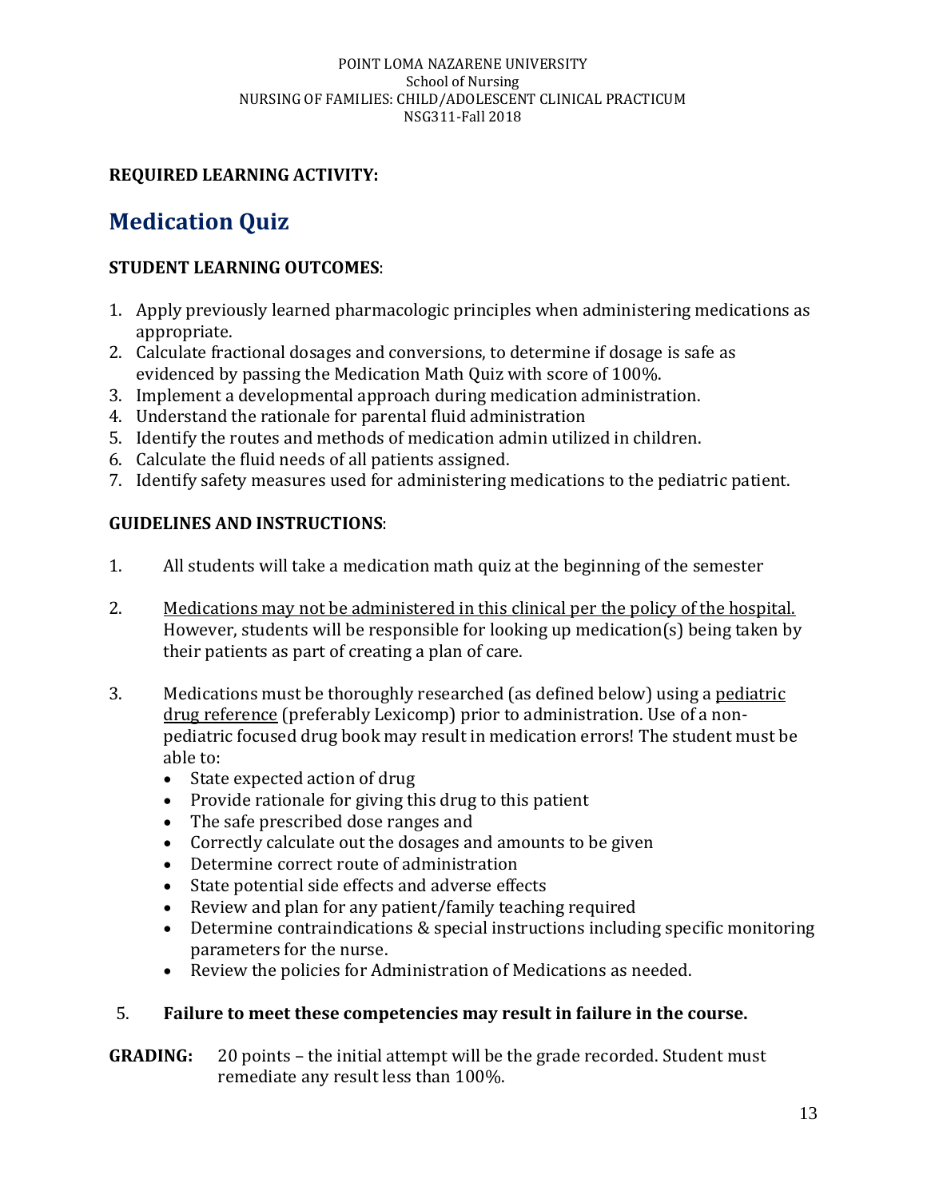**REQUIRED LEARNING ACTIVITY:**

# Medication Quiz

**STUDENT LEARNING OUTCOMES**:

1. Apply previously learned pharmacologic principles when administering medications as appropriate.
2. Calculate fractional dosages and conversions, to determine if dosage is safe as evidenced by passing the Medication Math Quiz with score of 100%.
3. Implement a developmental approach during medication administration.
4. Understand the rationale for parental fluid administration
5. Identify the routes and methods of medication admin utilized in children.
6. Calculate the fluid needs of all patients assigned.
7. Identify safety measures used for administering medications to the pediatric patient.

**GUIDELINES AND INSTRUCTIONS**:

1. All students will take a medication math quiz at the beginning of the semester

2. <u>Medications may not be administered in this clinical per the policy of the hospital.</u> However, students will be responsible for looking up medication(s) being taken by their patients as part of creating a plan of care.

3. Medications must be thoroughly researched (as defined below) using a <u>pediatric drug reference</u> (preferably Lexicomp) prior to administration. Use of a non-pediatric focused drug book may result in medication errors! The student must be able to:
   - State expected action of drug
   - Provide rationale for giving this drug to this patient
   - The safe prescribed dose ranges and
   - Correctly calculate out the dosages and amounts to be given
   - Determine correct route of administration
   - State potential side effects and adverse effects
   - Review and plan for any patient/family teaching required
   - Determine contraindications & special instructions including specific monitoring parameters for the nurse.
   - Review the policies for Administration of Medications as needed.

5. **Failure to meet these competencies may result in failure in the course.**

**GRADING:** 20 points – the initial attempt will be the grade recorded. Student must remediate any result less than 100%.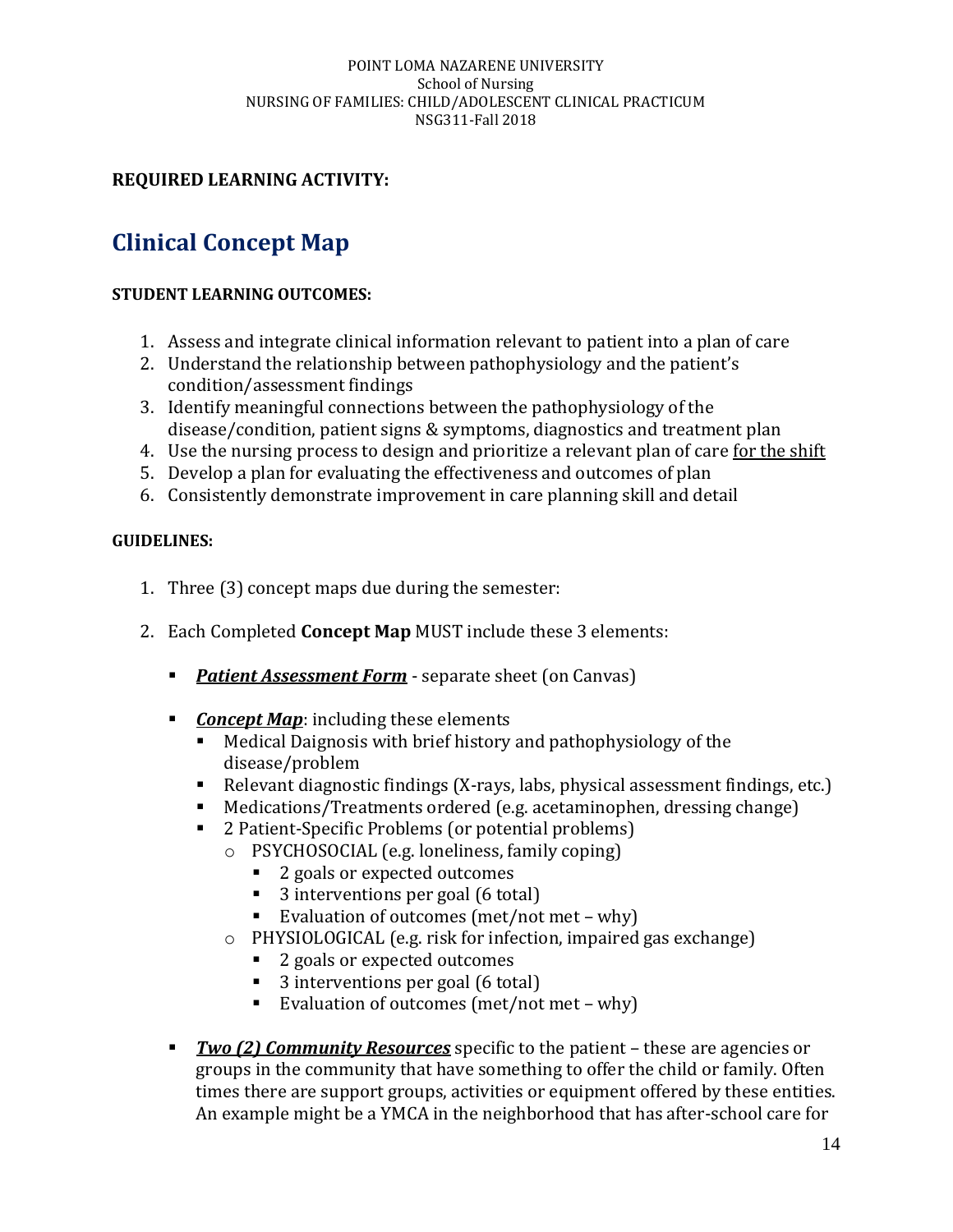POINT LOMA NAZARENE UNIVERSITY
School of Nursing
NURSING OF FAMILIES: CHILD/ADOLESCENT CLINICAL PRACTICUM
NSG311-Fall 2018

**REQUIRED LEARNING ACTIVITY:**

# Clinical Concept Map

**STUDENT LEARNING OUTCOMES:**

1. Assess and integrate clinical information relevant to patient into a plan of care
2. Understand the relationship between pathophysiology and the patient's condition/assessment findings
3. Identify meaningful connections between the pathophysiology of the disease/condition, patient signs & symptoms, diagnostics and treatment plan
4. Use the nursing process to design and prioritize a relevant plan of care for the shift
5. Develop a plan for evaluating the effectiveness and outcomes of plan
6. Consistently demonstrate improvement in care planning skill and detail

**GUIDELINES:**

1. Three (3) concept maps due during the semester:

2. Each Completed **Concept Map** MUST include these 3 elements:

   - ***Patient Assessment Form*** - separate sheet (on Canvas)
   - ***Concept Map***: including these elements
     - Medical Daignosis with brief history and pathophysiology of the disease/problem
     - Relevant diagnostic findings (X-rays, labs, physical assessment findings, etc.)
     - Medications/Treatments ordered (e.g. acetaminophen, dressing change)
     - 2 Patient-Specific Problems (or potential problems)
       - PSYCHOSOCIAL (e.g. loneliness, family coping)
         - 2 goals or expected outcomes
         - 3 interventions per goal (6 total)
         - Evaluation of outcomes (met/not met – why)
       - PHYSIOLOGICAL (e.g. risk for infection, impaired gas exchange)
         - 2 goals or expected outcomes
         - 3 interventions per goal (6 total)
         - Evaluation of outcomes (met/not met – why)
   - ***Two (2) Community Resources*** specific to the patient – these are agencies or groups in the community that have something to offer the child or family. Often times there are support groups, activities or equipment offered by these entities. An example might be a YMCA in the neighborhood that has after-school care for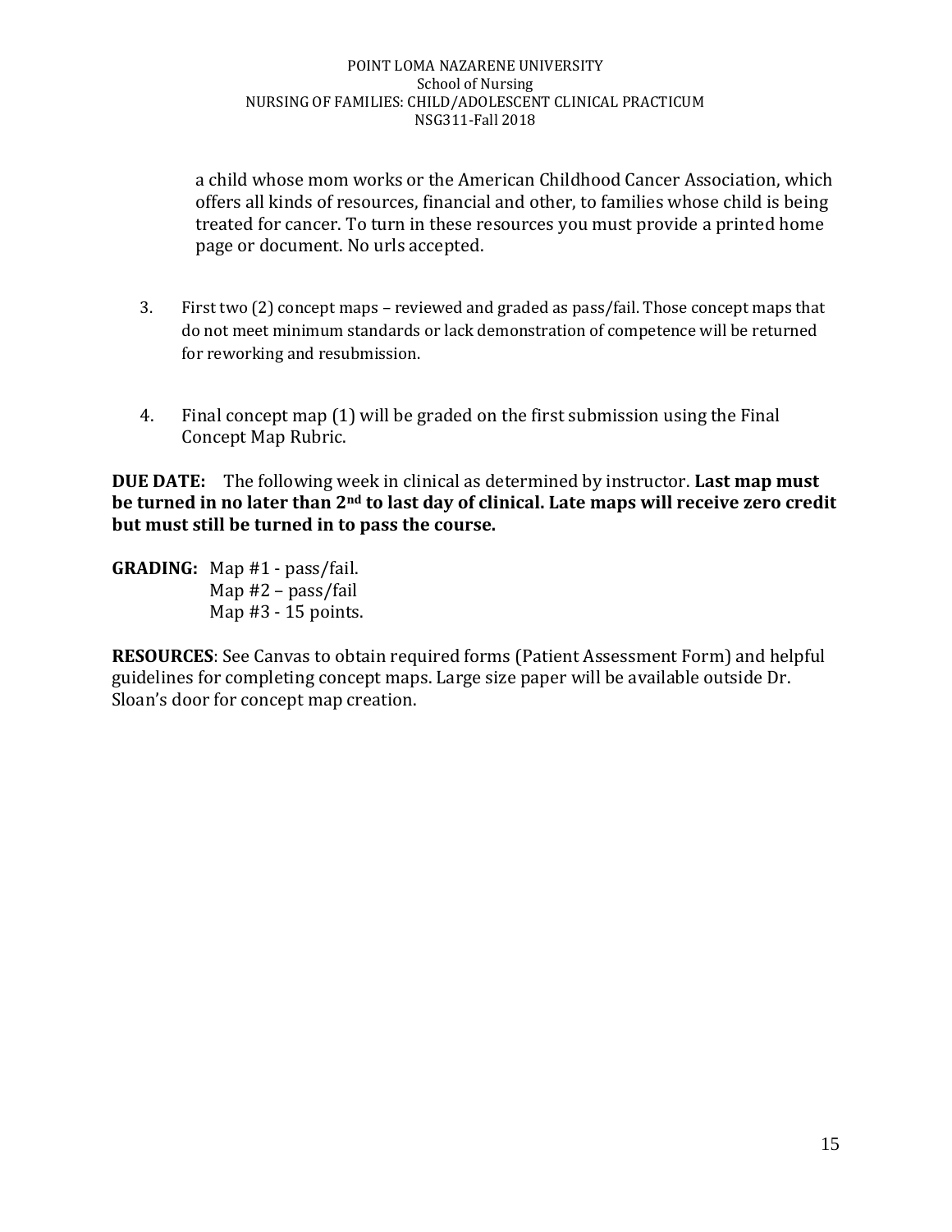a child whose mom works or the American Childhood Cancer Association, which offers all kinds of resources, financial and other, to families whose child is being treated for cancer. To turn in these resources you must provide a printed home page or document. No urls accepted.

3. First two (2) concept maps – reviewed and graded as pass/fail. Those concept maps that do not meet minimum standards or lack demonstration of competence will be returned for reworking and resubmission.

4. Final concept map (1) will be graded on the first submission using the Final Concept Map Rubric.

**DUE DATE:** The following week in clinical as determined by instructor. **Last map must be turned in no later than 2nd to last day of clinical. Late maps will receive zero credit but must still be turned in to pass the course.**

**GRADING:** Map #1 - pass/fail.
Map #2 – pass/fail
Map #3 - 15 points.

**RESOURCES**: See Canvas to obtain required forms (Patient Assessment Form) and helpful guidelines for completing concept maps. Large size paper will be available outside Dr. Sloan's door for concept map creation.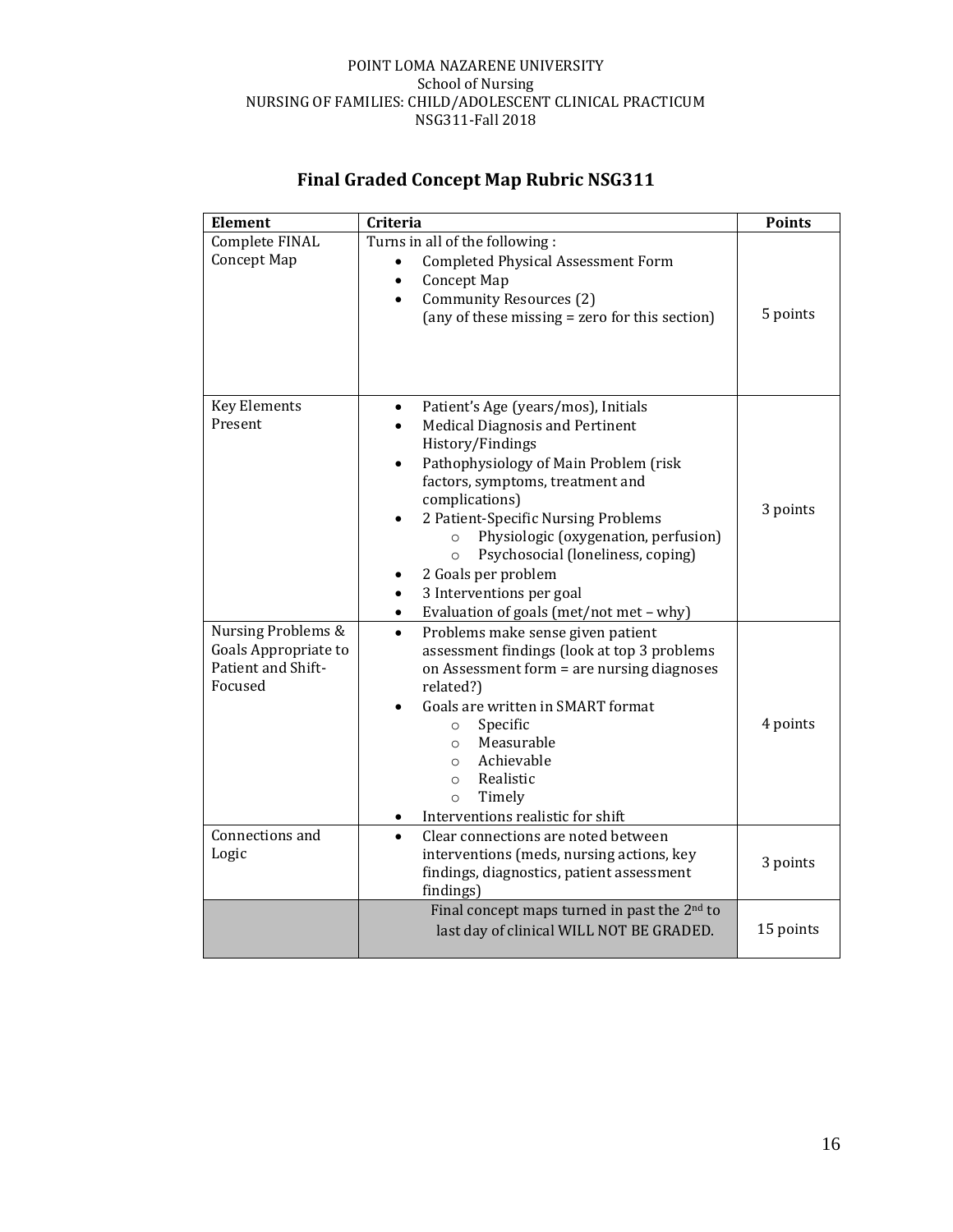POINT LOMA NAZARENE UNIVERSITY
School of Nursing
NURSING OF FAMILIES: CHILD/ADOLESCENT CLINICAL PRACTICUM
NSG311-Fall 2018

## Final Graded Concept Map Rubric NSG311

| Element | Criteria | Points |
|---|---|---|
| Complete FINAL Concept Map | Turns in all of the following :<br>• Completed Physical Assessment Form<br>• Concept Map<br>• Community Resources (2)<br>(any of these missing = zero for this section) | 5 points |
| Key Elements Present | • Patient's Age (years/mos), Initials<br>• Medical Diagnosis and Pertinent History/Findings<br>• Pathophysiology of Main Problem (risk factors, symptoms, treatment and complications)<br>• 2 Patient-Specific Nursing Problems<br>&nbsp;&nbsp;&nbsp;&nbsp;○ Physiologic (oxygenation, perfusion)<br>&nbsp;&nbsp;&nbsp;&nbsp;○ Psychosocial (loneliness, coping)<br>• 2 Goals per problem<br>• 3 Interventions per goal<br>• Evaluation of goals (met/not met – why) | 3 points |
| Nursing Problems & Goals Appropriate to Patient and Shift-Focused | • Problems make sense given patient assessment findings (look at top 3 problems on Assessment form = are nursing diagnoses related?)<br>• Goals are written in SMART format<br>&nbsp;&nbsp;&nbsp;&nbsp;○ Specific<br>&nbsp;&nbsp;&nbsp;&nbsp;○ Measurable<br>&nbsp;&nbsp;&nbsp;&nbsp;○ Achievable<br>&nbsp;&nbsp;&nbsp;&nbsp;○ Realistic<br>&nbsp;&nbsp;&nbsp;&nbsp;○ Timely<br>• Interventions realistic for shift | 4 points |
| Connections and Logic | • Clear connections are noted between interventions (meds, nursing actions, key findings, diagnostics, patient assessment findings) | 3 points |
| | Final concept maps turned in past the 2nd to last day of clinical WILL NOT BE GRADED. | 15 points |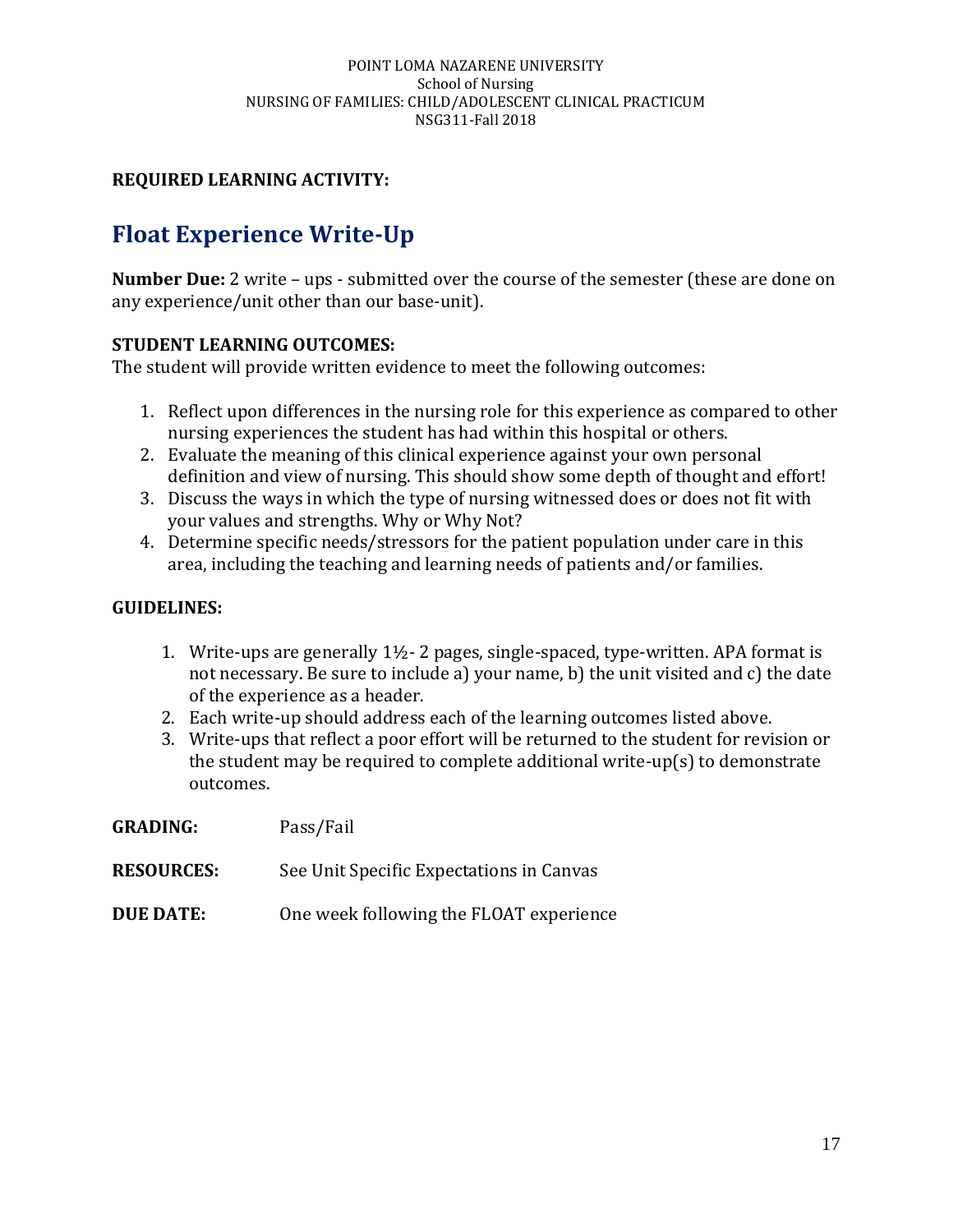**REQUIRED LEARNING ACTIVITY:**

# Float Experience Write-Up

**Number Due:** 2 write – ups - submitted over the course of the semester (these are done on any experience/unit other than our base-unit).

**STUDENT LEARNING OUTCOMES:**
The student will provide written evidence to meet the following outcomes:

1. Reflect upon differences in the nursing role for this experience as compared to other nursing experiences the student has had within this hospital or others.
2. Evaluate the meaning of this clinical experience against your own personal definition and view of nursing. This should show some depth of thought and effort!
3. Discuss the ways in which the type of nursing witnessed does or does not fit with your values and strengths. Why or Why Not?
4. Determine specific needs/stressors for the patient population under care in this area, including the teaching and learning needs of patients and/or families.

**GUIDELINES:**

1. Write-ups are generally 1½- 2 pages, single-spaced, type-written. APA format is not necessary. Be sure to include a) your name, b) the unit visited and c) the date of the experience as a header.
2. Each write-up should address each of the learning outcomes listed above.
3. Write-ups that reflect a poor effort will be returned to the student for revision or the student may be required to complete additional write-up(s) to demonstrate outcomes.

**GRADING:** Pass/Fail

**RESOURCES:** See Unit Specific Expectations in Canvas

**DUE DATE:** One week following the FLOAT experience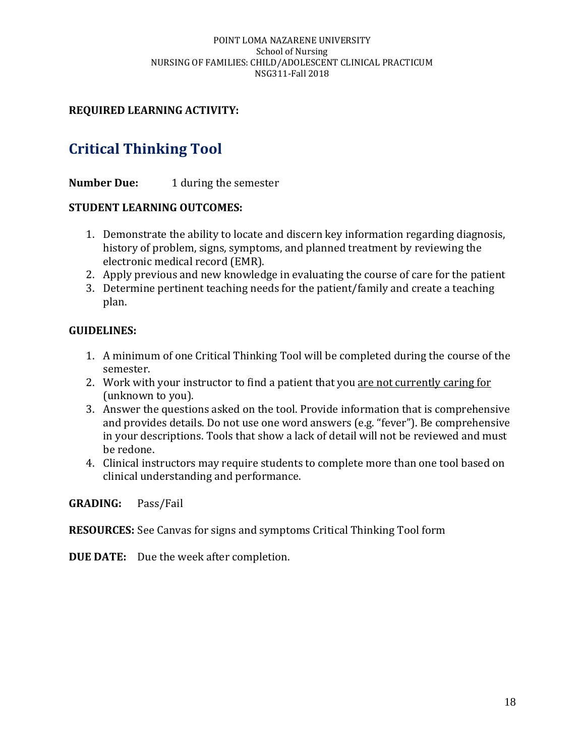**REQUIRED LEARNING ACTIVITY:**

# Critical Thinking Tool

**Number Due:** 1 during the semester

**STUDENT LEARNING OUTCOMES:**

1. Demonstrate the ability to locate and discern key information regarding diagnosis, history of problem, signs, symptoms, and planned treatment by reviewing the electronic medical record (EMR).
2. Apply previous and new knowledge in evaluating the course of care for the patient
3. Determine pertinent teaching needs for the patient/family and create a teaching plan.

**GUIDELINES:**

1. A minimum of one Critical Thinking Tool will be completed during the course of the semester.
2. Work with your instructor to find a patient that you <u>are not currently caring for</u> (unknown to you).
3. Answer the questions asked on the tool. Provide information that is comprehensive and provides details. Do not use one word answers (e.g. "fever"). Be comprehensive in your descriptions. Tools that show a lack of detail will not be reviewed and must be redone.
4. Clinical instructors may require students to complete more than one tool based on clinical understanding and performance.

**GRADING:** Pass/Fail

**RESOURCES:** See Canvas for signs and symptoms Critical Thinking Tool form

**DUE DATE:** Due the week after completion.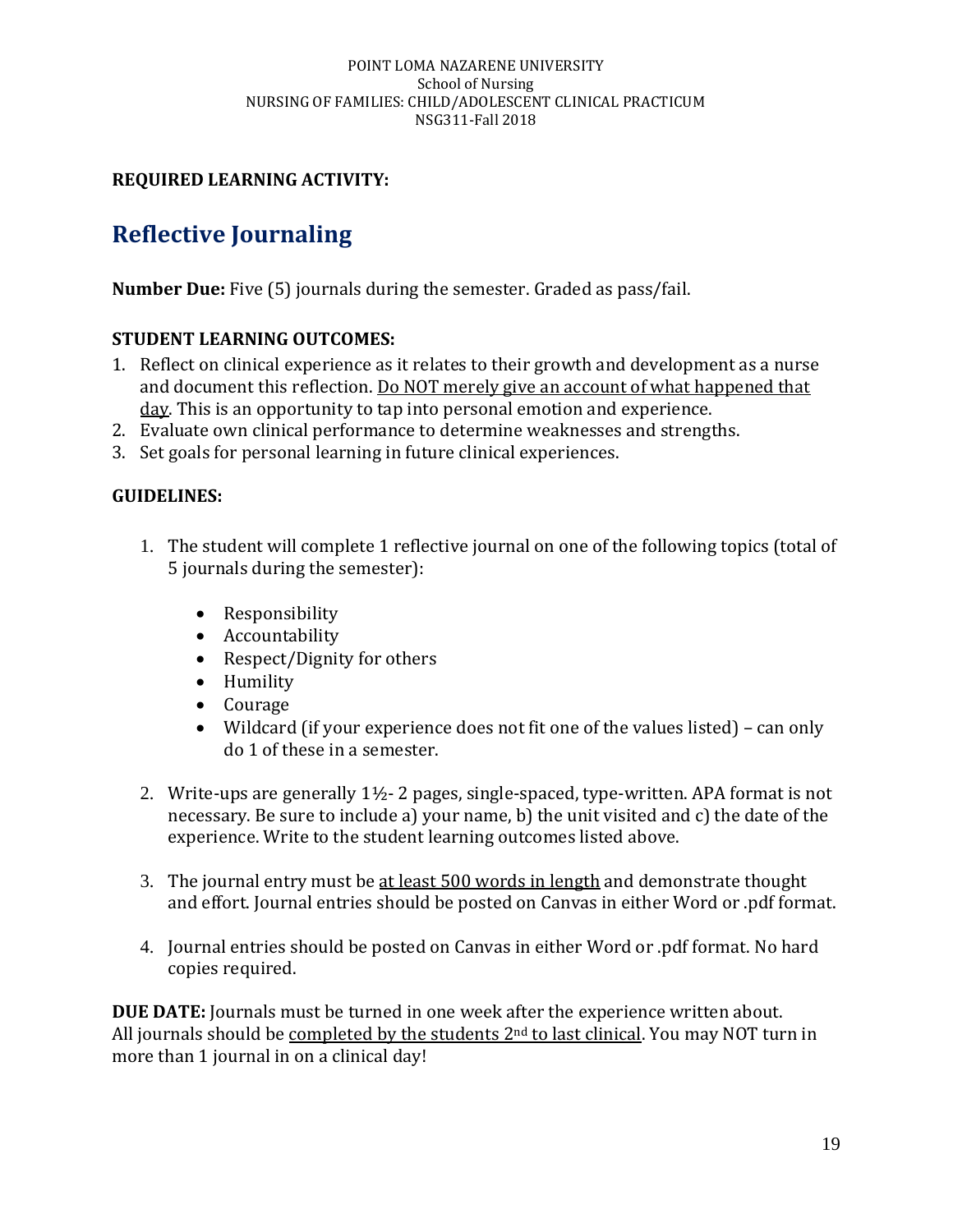**REQUIRED LEARNING ACTIVITY:**

# Reflective Journaling

**Number Due:** Five (5) journals during the semester. Graded as pass/fail.

**STUDENT LEARNING OUTCOMES:**

1. Reflect on clinical experience as it relates to their growth and development as a nurse and document this reflection. Do NOT merely give an account of what happened that day. This is an opportunity to tap into personal emotion and experience.
2. Evaluate own clinical performance to determine weaknesses and strengths.
3. Set goals for personal learning in future clinical experiences.

**GUIDELINES:**

1. The student will complete 1 reflective journal on one of the following topics (total of 5 journals during the semester):
   - Responsibility
   - Accountability
   - Respect/Dignity for others
   - Humility
   - Courage
   - Wildcard (if your experience does not fit one of the values listed) – can only do 1 of these in a semester.

2. Write-ups are generally 1½- 2 pages, single-spaced, type-written. APA format is not necessary. Be sure to include a) your name, b) the unit visited and c) the date of the experience. Write to the student learning outcomes listed above.

3. The journal entry must be at least 500 words in length and demonstrate thought and effort. Journal entries should be posted on Canvas in either Word or .pdf format.

4. Journal entries should be posted on Canvas in either Word or .pdf format. No hard copies required.

**DUE DATE:** Journals must be turned in one week after the experience written about. All journals should be completed by the students 2nd to last clinical. You may NOT turn in more than 1 journal in on a clinical day!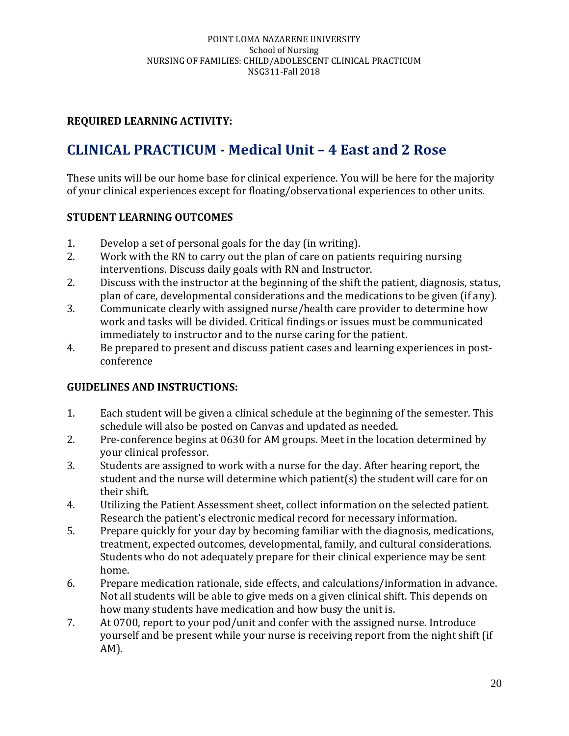**REQUIRED LEARNING ACTIVITY:**

## CLINICAL PRACTICUM - Medical Unit – 4 East and 2 Rose

These units will be our home base for clinical experience. You will be here for the majority of your clinical experiences except for floating/observational experiences to other units.

### STUDENT LEARNING OUTCOMES

1. Develop a set of personal goals for the day (in writing).
2. Work with the RN to carry out the plan of care on patients requiring nursing interventions. Discuss daily goals with RN and Instructor.
2. Discuss with the instructor at the beginning of the shift the patient, diagnosis, status, plan of care, developmental considerations and the medications to be given (if any).
3. Communicate clearly with assigned nurse/health care provider to determine how work and tasks will be divided. Critical findings or issues must be communicated immediately to instructor and to the nurse caring for the patient.
4. Be prepared to present and discuss patient cases and learning experiences in post-conference

### GUIDELINES AND INSTRUCTIONS:

1. Each student will be given a clinical schedule at the beginning of the semester. This schedule will also be posted on Canvas and updated as needed.
2. Pre-conference begins at 0630 for AM groups. Meet in the location determined by your clinical professor.
3. Students are assigned to work with a nurse for the day. After hearing report, the student and the nurse will determine which patient(s) the student will care for on their shift.
4. Utilizing the Patient Assessment sheet, collect information on the selected patient. Research the patient's electronic medical record for necessary information.
5. Prepare quickly for your day by becoming familiar with the diagnosis, medications, treatment, expected outcomes, developmental, family, and cultural considerations. Students who do not adequately prepare for their clinical experience may be sent home.
6. Prepare medication rationale, side effects, and calculations/information in advance. Not all students will be able to give meds on a given clinical shift. This depends on how many students have medication and how busy the unit is.
7. At 0700, report to your pod/unit and confer with the assigned nurse. Introduce yourself and be present while your nurse is receiving report from the night shift (if AM).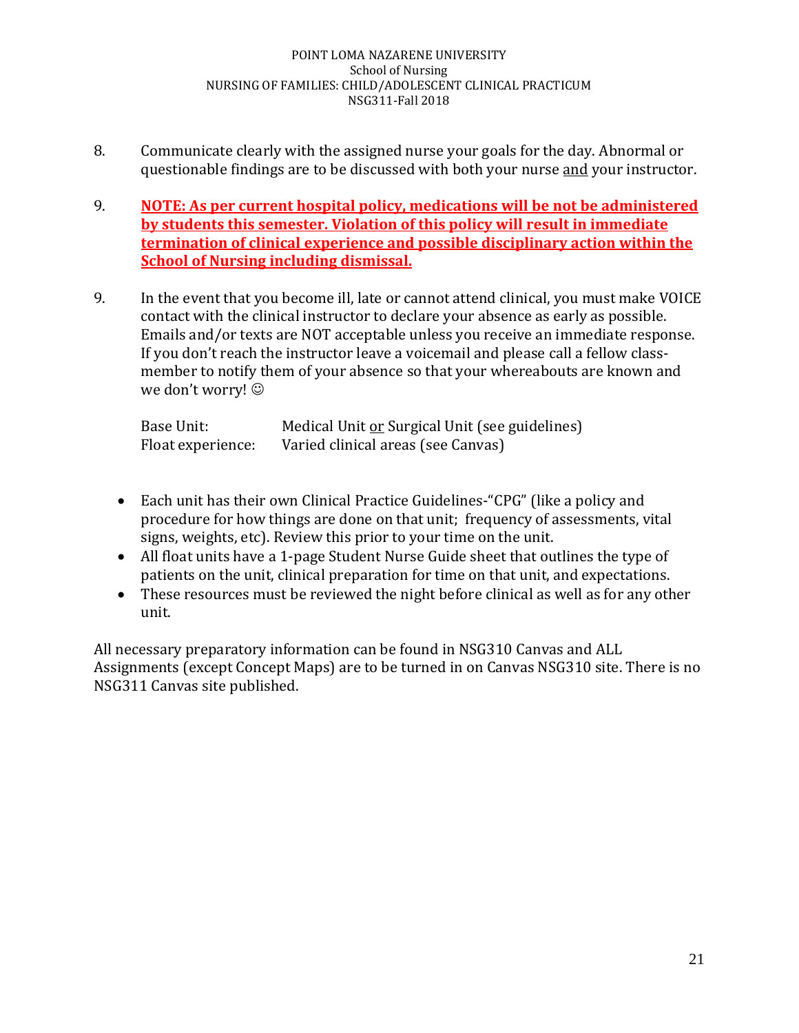8. Communicate clearly with the assigned nurse your goals for the day. Abnormal or questionable findings are to be discussed with both your nurse <u>and</u> your instructor.

9. **<u>NOTE: As per current hospital policy, medications will be not be administered by students this semester. Violation of this policy will result in immediate termination of clinical experience and possible disciplinary action within the School of Nursing including dismissal.</u>**

9. In the event that you become ill, late or cannot attend clinical, you must make VOICE contact with the clinical instructor to declare your absence as early as possible. Emails and/or texts are NOT acceptable unless you receive an immediate response. If you don't reach the instructor leave a voicemail and please call a fellow class-member to notify them of your absence so that your whereabouts are known and we don't worry! ☺

   Base Unit: Medical Unit <u>or</u> Surgical Unit (see guidelines)
   Float experience: Varied clinical areas (see Canvas)

- Each unit has their own Clinical Practice Guidelines-"CPG" (like a policy and procedure for how things are done on that unit; frequency of assessments, vital signs, weights, etc). Review this prior to your time on the unit.
- All float units have a 1-page Student Nurse Guide sheet that outlines the type of patients on the unit, clinical preparation for time on that unit, and expectations.
- These resources must be reviewed the night before clinical as well as for any other unit.

All necessary preparatory information can be found in NSG310 Canvas and ALL Assignments (except Concept Maps) are to be turned in on Canvas NSG310 site. There is no NSG311 Canvas site published.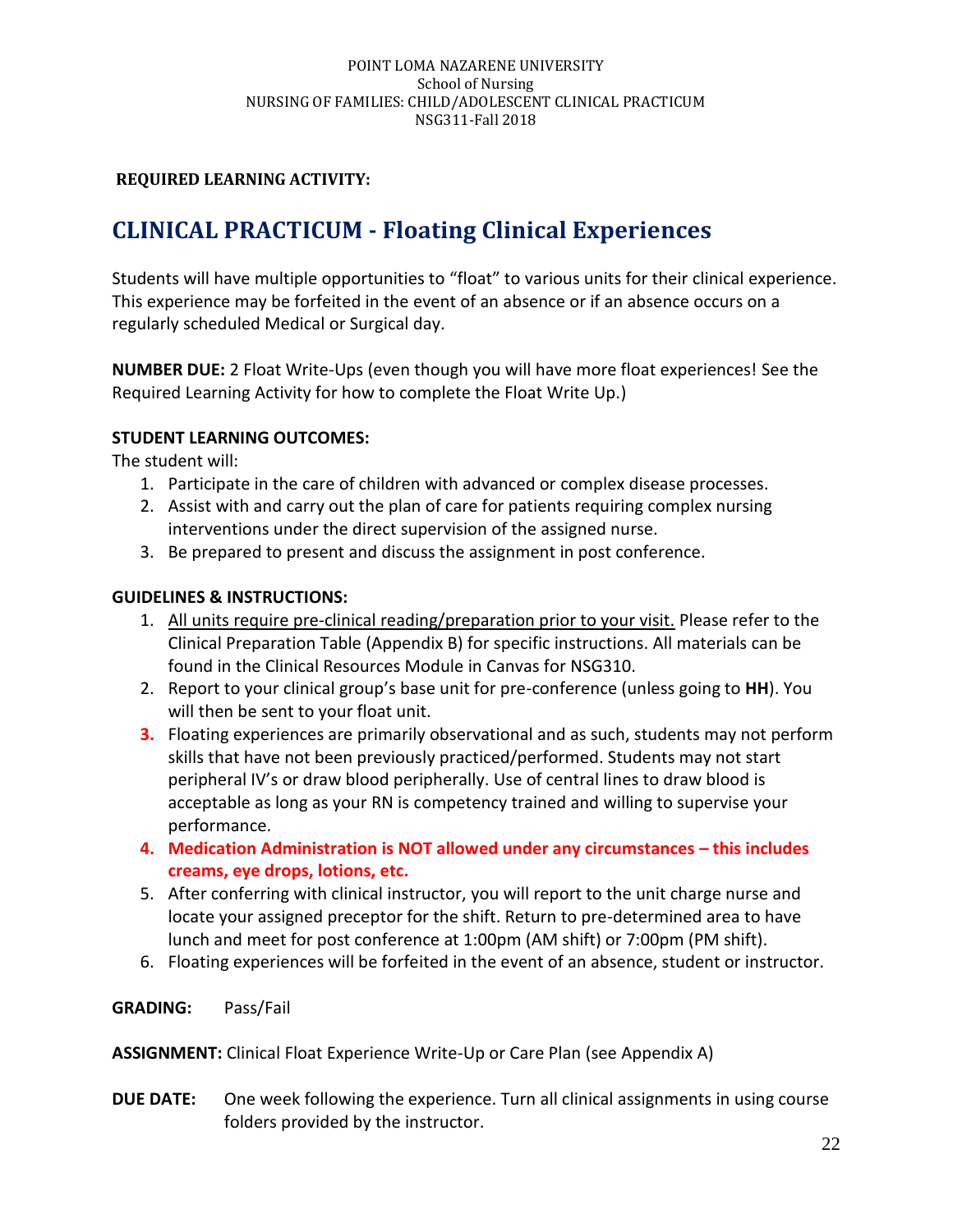**REQUIRED LEARNING ACTIVITY:**

# CLINICAL PRACTICUM - Floating Clinical Experiences

Students will have multiple opportunities to "float" to various units for their clinical experience. This experience may be forfeited in the event of an absence or if an absence occurs on a regularly scheduled Medical or Surgical day.

**NUMBER DUE:** 2 Float Write-Ups (even though you will have more float experiences! See the Required Learning Activity for how to complete the Float Write Up.)

**STUDENT LEARNING OUTCOMES:**

The student will:

1. Participate in the care of children with advanced or complex disease processes.
2. Assist with and carry out the plan of care for patients requiring complex nursing interventions under the direct supervision of the assigned nurse.
3. Be prepared to present and discuss the assignment in post conference.

**GUIDELINES & INSTRUCTIONS:**

1. <u>All units require pre-clinical reading/preparation prior to your visit.</u> Please refer to the Clinical Preparation Table (Appendix B) for specific instructions. All materials can be found in the Clinical Resources Module in Canvas for NSG310.
2. Report to your clinical group's base unit for pre-conference (unless going to **HH**). You will then be sent to your float unit.
3. Floating experiences are primarily observational and as such, students may not perform skills that have not been previously practiced/performed. Students may not start peripheral IV's or draw blood peripherally. Use of central lines to draw blood is acceptable as long as your RN is competency trained and willing to supervise your performance.
4. **Medication Administration is NOT allowed under any circumstances – this includes creams, eye drops, lotions, etc.**
5. After conferring with clinical instructor, you will report to the unit charge nurse and locate your assigned preceptor for the shift. Return to pre-determined area to have lunch and meet for post conference at 1:00pm (AM shift) or 7:00pm (PM shift).
6. Floating experiences will be forfeited in the event of an absence, student or instructor.

**GRADING:** Pass/Fail

**ASSIGNMENT:** Clinical Float Experience Write-Up or Care Plan (see Appendix A)

**DUE DATE:** One week following the experience. Turn all clinical assignments in using course folders provided by the instructor.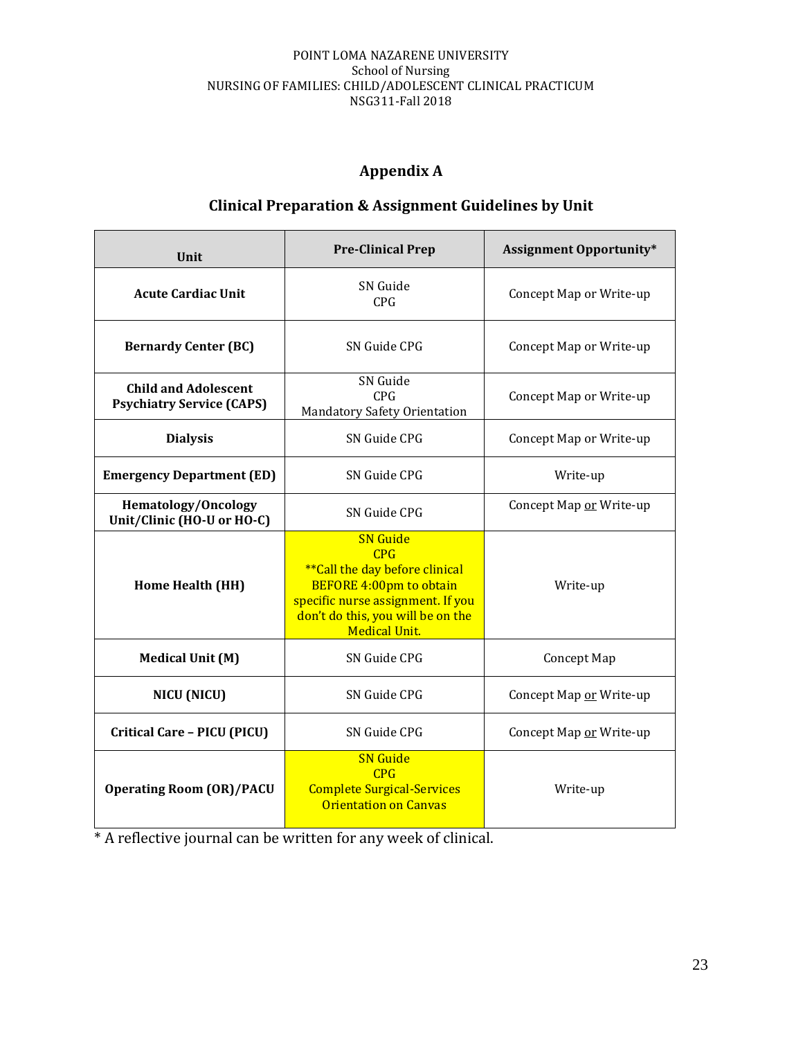# Appendix A

## Clinical Preparation & Assignment Guidelines by Unit

| Unit | Pre-Clinical Prep | Assignment Opportunity* |
|---|---|---|
| **Acute Cardiac Unit** | SN Guide CPG | Concept Map or Write-up |
| **Bernardy Center (BC)** | SN Guide CPG | Concept Map or Write-up |
| **Child and Adolescent Psychiatry Service (CAPS)** | SN Guide CPG Mandatory Safety Orientation | Concept Map or Write-up |
| **Dialysis** | SN Guide CPG | Concept Map or Write-up |
| **Emergency Department (ED)** | SN Guide CPG | Write-up |
| **Hematology/Oncology Unit/Clinic (HO-U or HO-C)** | SN Guide CPG | Concept Map <u>or</u> Write-up |
| **Home Health (HH)** | SN Guide CPG **Call the day before clinical BEFORE 4:00pm to obtain specific nurse assignment. If you don't do this, you will be on the Medical Unit. | Write-up |
| **Medical Unit (M)** | SN Guide CPG | Concept Map |
| **NICU (NICU)** | SN Guide CPG | Concept Map <u>or</u> Write-up |
| **Critical Care – PICU (PICU)** | SN Guide CPG | Concept Map <u>or</u> Write-up |
| **Operating Room (OR)/PACU** | SN Guide CPG Complete Surgical-Services Orientation on Canvas | Write-up |

\* A reflective journal can be written for any week of clinical.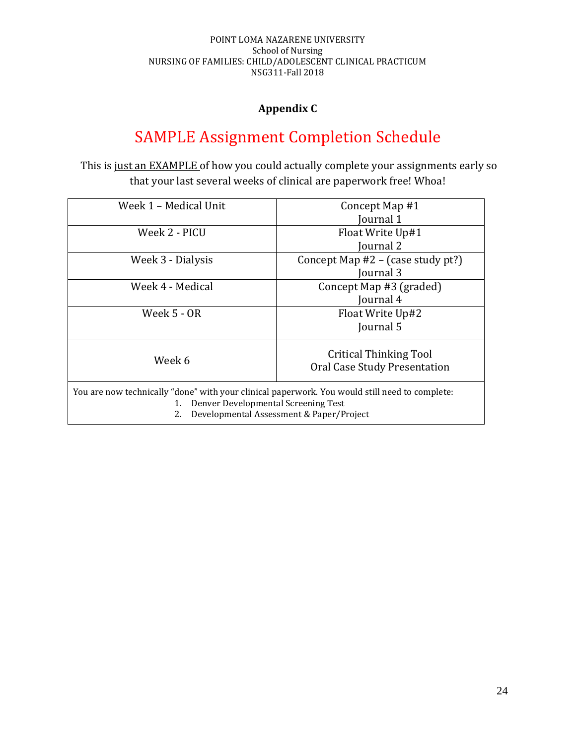POINT LOMA NAZARENE UNIVERSITY
School of Nursing
NURSING OF FAMILIES: CHILD/ADOLESCENT CLINICAL PRACTICUM
NSG311-Fall 2018

## Appendix C

# SAMPLE Assignment Completion Schedule

This is just an EXAMPLE of how you could actually complete your assignments early so that your last several weeks of clinical are paperwork free! Whoa!

| | |
|---|---|
| Week 1 – Medical Unit | Concept Map #1<br>Journal 1 |
| Week 2 - PICU | Float Write Up#1<br>Journal 2 |
| Week 3 - Dialysis | Concept Map #2 – (case study pt?)<br>Journal 3 |
| Week 4 - Medical | Concept Map #3 (graded)<br>Journal 4 |
| Week 5 - OR | Float Write Up#2<br>Journal 5 |
| Week 6 | Critical Thinking Tool<br>Oral Case Study Presentation |

You are now technically "done" with your clinical paperwork. You would still need to complete:

1. Denver Developmental Screening Test
2. Developmental Assessment & Paper/Project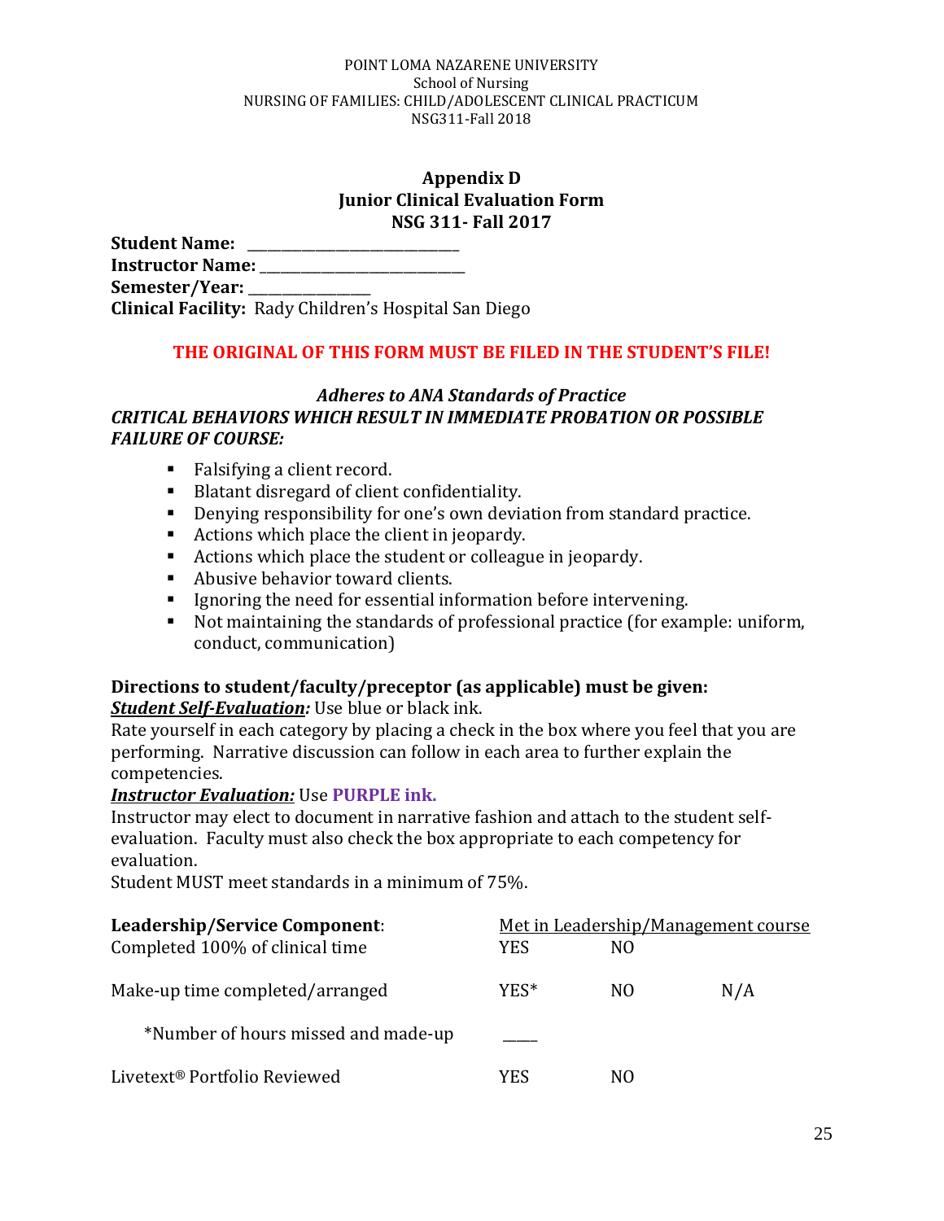POINT LOMA NAZARENE UNIVERSITY
School of Nursing
NURSING OF FAMILIES: CHILD/ADOLESCENT CLINICAL PRACTICUM
NSG311-Fall 2018

## Appendix D
## Junior Clinical Evaluation Form
## NSG 311- Fall 2017

**Student Name:** ___________________________

**Instructor Name:** ___________________________

**Semester/Year:** ________________

**Clinical Facility:** Rady Children's Hospital San Diego

**THE ORIGINAL OF THIS FORM MUST BE FILED IN THE STUDENT'S FILE!**

***Adheres to ANA Standards of Practice***

***CRITICAL BEHAVIORS WHICH RESULT IN IMMEDIATE PROBATION OR POSSIBLE FAILURE OF COURSE:***

- Falsifying a client record.
- Blatant disregard of client confidentiality.
- Denying responsibility for one's own deviation from standard practice.
- Actions which place the client in jeopardy.
- Actions which place the student or colleague in jeopardy.
- Abusive behavior toward clients.
- Ignoring the need for essential information before intervening.
- Not maintaining the standards of professional practice (for example: uniform, conduct, communication)

**Directions to student/faculty/preceptor (as applicable) must be given:**

***Student Self-Evaluation:*** Use blue or black ink.
Rate yourself in each category by placing a check in the box where you feel that you are performing. Narrative discussion can follow in each area to further explain the competencies.

***Instructor Evaluation:*** Use **PURPLE ink.**
Instructor may elect to document in narrative fashion and attach to the student self-evaluation. Faculty must also check the box appropriate to each competency for evaluation.
Student MUST meet standards in a minimum of 75%.

| **Leadership/Service Component**: | Met in Leadership/Management course | | |
|---|---|---|---|
| Completed 100% of clinical time | YES | NO | |
| Make-up time completed/arranged | YES* | NO | N/A |
| *Number of hours missed and made-up | ____ | | |
| Livetext® Portfolio Reviewed | YES | NO | |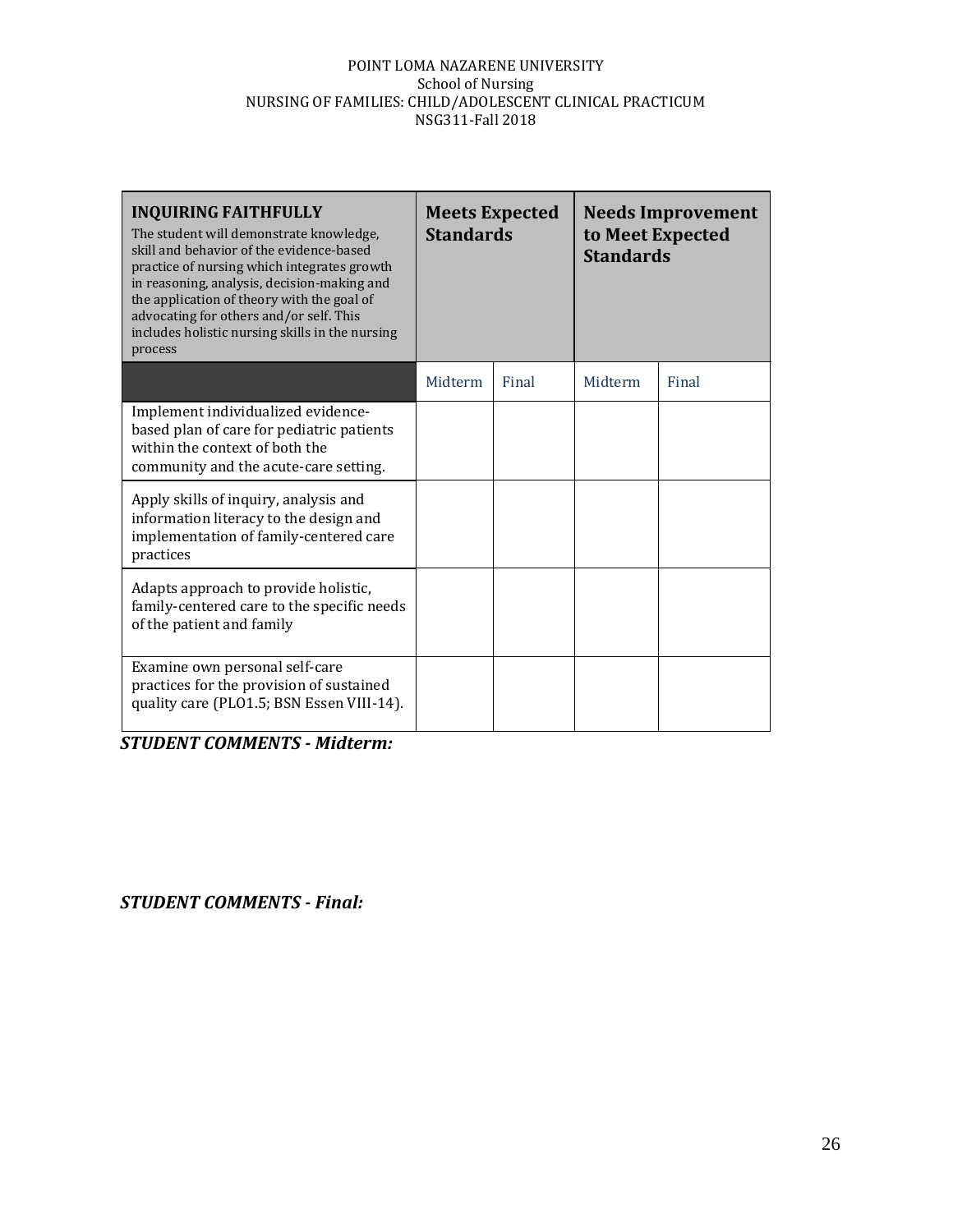| **INQUIRING FAITHFULLY**<br>The student will demonstrate knowledge, skill and behavior of the evidence-based practice of nursing which integrates growth in reasoning, analysis, decision-making and the application of theory with the goal of advocating for others and/or self. This includes holistic nursing skills in the nursing process | **Meets Expected Standards** | | **Needs Improvement to Meet Expected Standards** | |
|---|---|---|---|---|
| | Midterm | Final | Midterm | Final |
| Implement individualized evidence-based plan of care for pediatric patients within the context of both the community and the acute-care setting. | | | | |
| Apply skills of inquiry, analysis and information literacy to the design and implementation of family-centered care practices | | | | |
| Adapts approach to provide holistic, family-centered care to the specific needs of the patient and family | | | | |
| Examine own personal self-care practices for the provision of sustained quality care (PLO1.5; BSN Essen VIII-14). | | | | |

***STUDENT COMMENTS - Midterm:***

***STUDENT COMMENTS - Final:***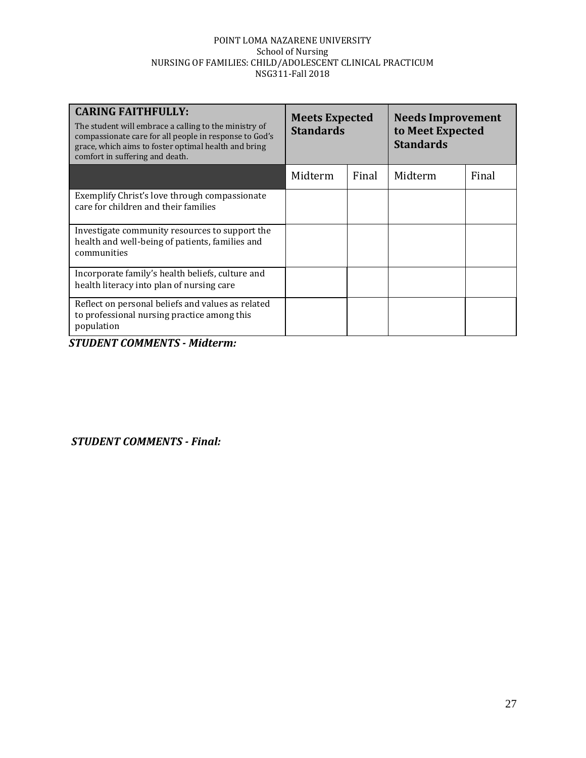POINT LOMA NAZARENE UNIVERSITY
School of Nursing
NURSING OF FAMILIES: CHILD/ADOLESCENT CLINICAL PRACTICUM
NSG311-Fall 2018

| **CARING FAITHFULLY:** The student will embrace a calling to the ministry of compassionate care for all people in response to God's grace, which aims to foster optimal health and bring comfort in suffering and death. | **Meets Expected Standards** | | **Needs Improvement to Meet Expected Standards** | |
|---|---|---|---|---|
| | Midterm | Final | Midterm | Final |
| Exemplify Christ's love through compassionate care for children and their families | | | | |
| Investigate community resources to support the health and well-being of patients, families and communities | | | | |
| Incorporate family's health beliefs, culture and health literacy into plan of nursing care | | | | |
| Reflect on personal beliefs and values as related to professional nursing practice among this population | | | | |

***STUDENT COMMENTS - Midterm:***

***STUDENT COMMENTS - Final:***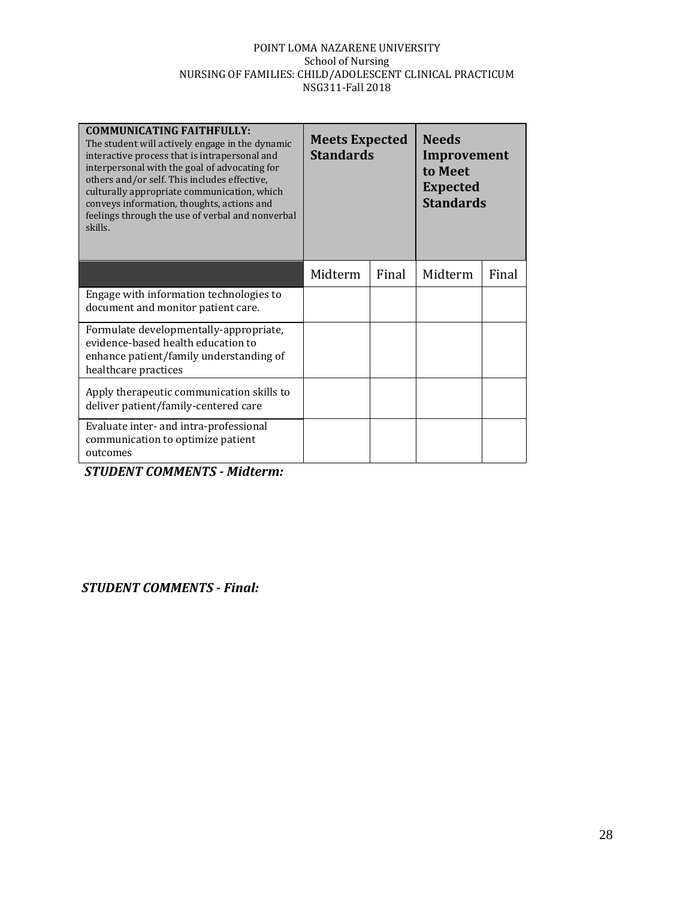POINT LOMA NAZARENE UNIVERSITY
School of Nursing
NURSING OF FAMILIES: CHILD/ADOLESCENT CLINICAL PRACTICUM
NSG311-Fall 2018

| **COMMUNICATING FAITHFULLY:** The student will actively engage in the dynamic interactive process that is intrapersonal and interpersonal with the goal of advocating for others and/or self. This includes effective, culturally appropriate communication, which conveys information, thoughts, actions and feelings through the use of verbal and nonverbal skills. | **Meets Expected Standards** | | **Needs Improvement to Meet Expected Standards** | |
|---|---|---|---|---|
| | Midterm | Final | Midterm | Final |
| Engage with information technologies to document and monitor patient care. | | | | |
| Formulate developmentally-appropriate, evidence-based health education to enhance patient/family understanding of healthcare practices | | | | |
| Apply therapeutic communication skills to deliver patient/family-centered care | | | | |
| Evaluate inter- and intra-professional communication to optimize patient outcomes | | | | |

***STUDENT COMMENTS - Midterm:***

***STUDENT COMMENTS - Final:***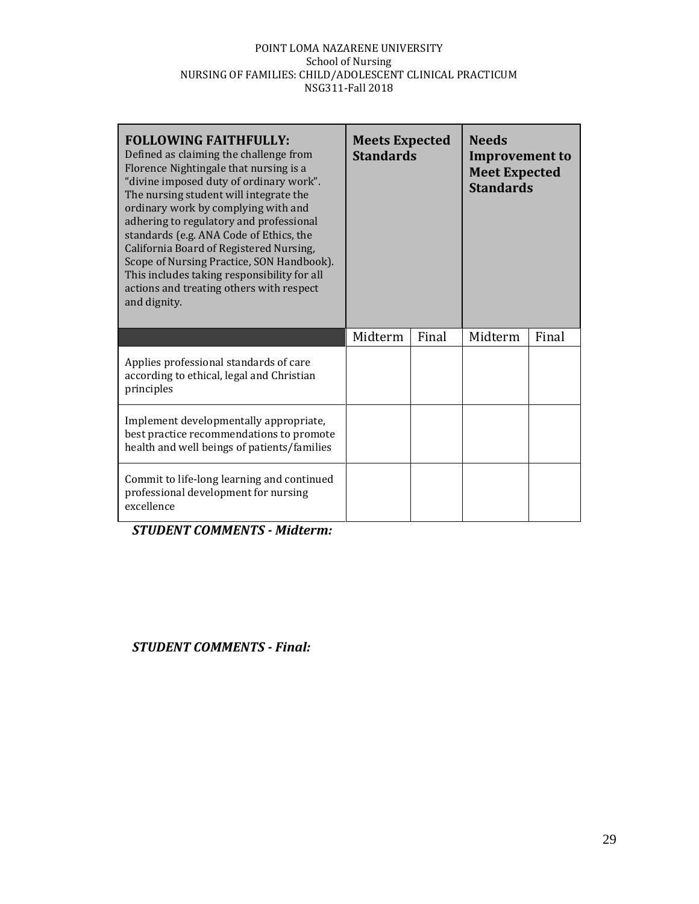POINT LOMA NAZARENE UNIVERSITY
School of Nursing
NURSING OF FAMILIES: CHILD/ADOLESCENT CLINICAL PRACTICUM
NSG311-Fall 2018

| **FOLLOWING FAITHFULLY:** Defined as claiming the challenge from Florence Nightingale that nursing is a "divine imposed duty of ordinary work". The nursing student will integrate the ordinary work by complying with and adhering to regulatory and professional standards (e.g. ANA Code of Ethics, the California Board of Registered Nursing, Scope of Nursing Practice, SON Handbook). This includes taking responsibility for all actions and treating others with respect and dignity. | **Meets Expected Standards** | | **Needs Improvement to Meet Expected Standards** | |
|---|---|---|---|---|
| | Midterm | Final | Midterm | Final |
| Applies professional standards of care according to ethical, legal and Christian principles | | | | |
| Implement developmentally appropriate, best practice recommendations to promote health and well beings of patients/families | | | | |
| Commit to life-long learning and continued professional development for nursing excellence | | | | |

***STUDENT COMMENTS - Midterm:***

***STUDENT COMMENTS - Final:***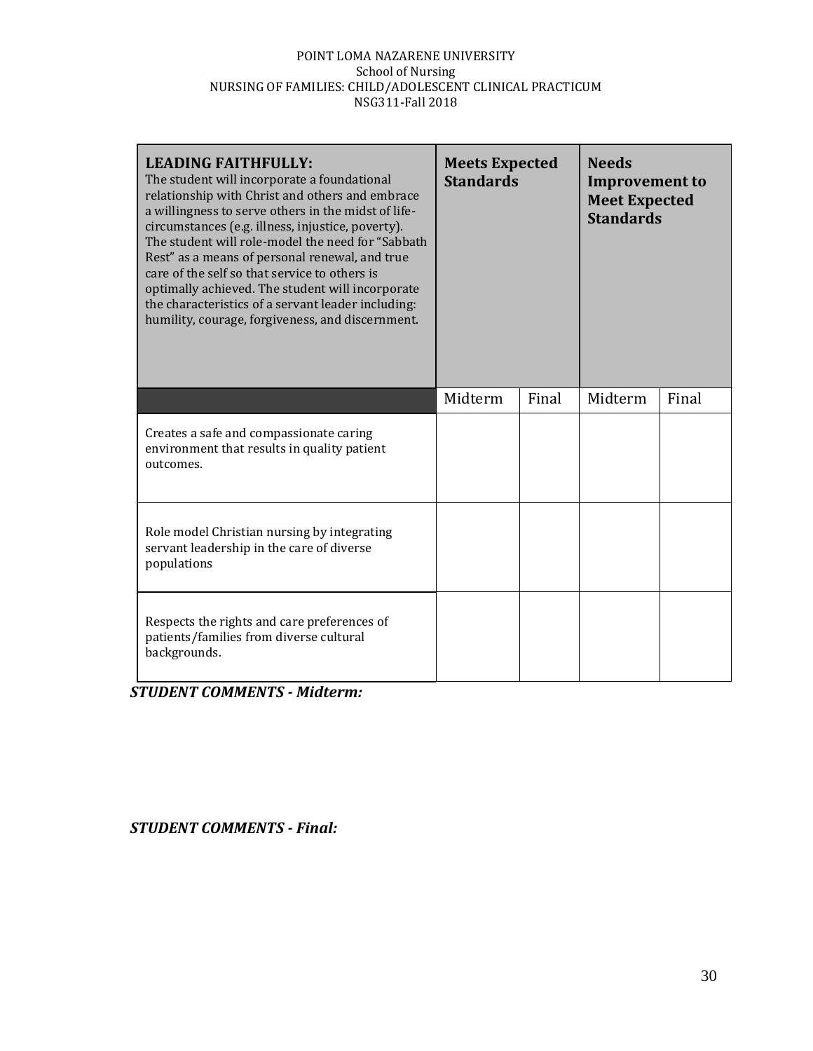| **LEADING FAITHFULLY:** The student will incorporate a foundational relationship with Christ and others and embrace a willingness to serve others in the midst of life-circumstances (e.g. illness, injustice, poverty). The student will role-model the need for "Sabbath Rest" as a means of personal renewal, and true care of the self so that service to others is optimally achieved. The student will incorporate the characteristics of a servant leader including: humility, courage, forgiveness, and discernment. | **Meets Expected Standards** | | **Needs Improvement to Meet Expected Standards** | |
|---|---|---|---|---|
| | Midterm | Final | Midterm | Final |
| Creates a safe and compassionate caring environment that results in quality patient outcomes. | | | | |
| Role model Christian nursing by integrating servant leadership in the care of diverse populations | | | | |
| Respects the rights and care preferences of patients/families from diverse cultural backgrounds. | | | | |

***STUDENT COMMENTS - Midterm:***

***STUDENT COMMENTS - Final:***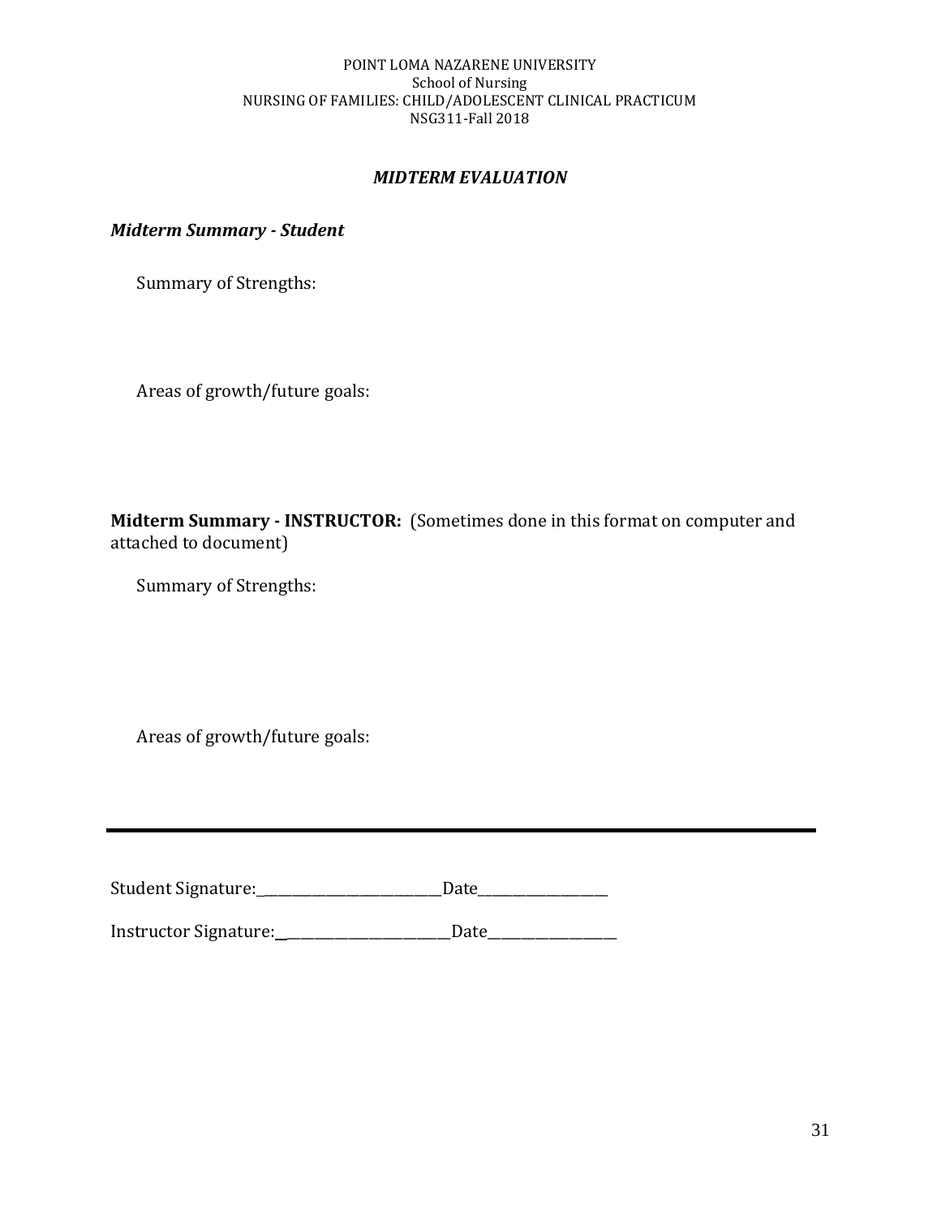POINT LOMA NAZARENE UNIVERSITY
School of Nursing
NURSING OF FAMILIES: CHILD/ADOLESCENT CLINICAL PRACTICUM
NSG311-Fall 2018

## *MIDTERM EVALUATION*

### *Midterm Summary - Student*

Summary of Strengths:

Areas of growth/future goals:

**Midterm Summary - INSTRUCTOR:** (Sometimes done in this format on computer and attached to document)

Summary of Strengths:

Areas of growth/future goals:

---

Student Signature:_________________________Date_________________

Instructor Signature:__________________________Date_________________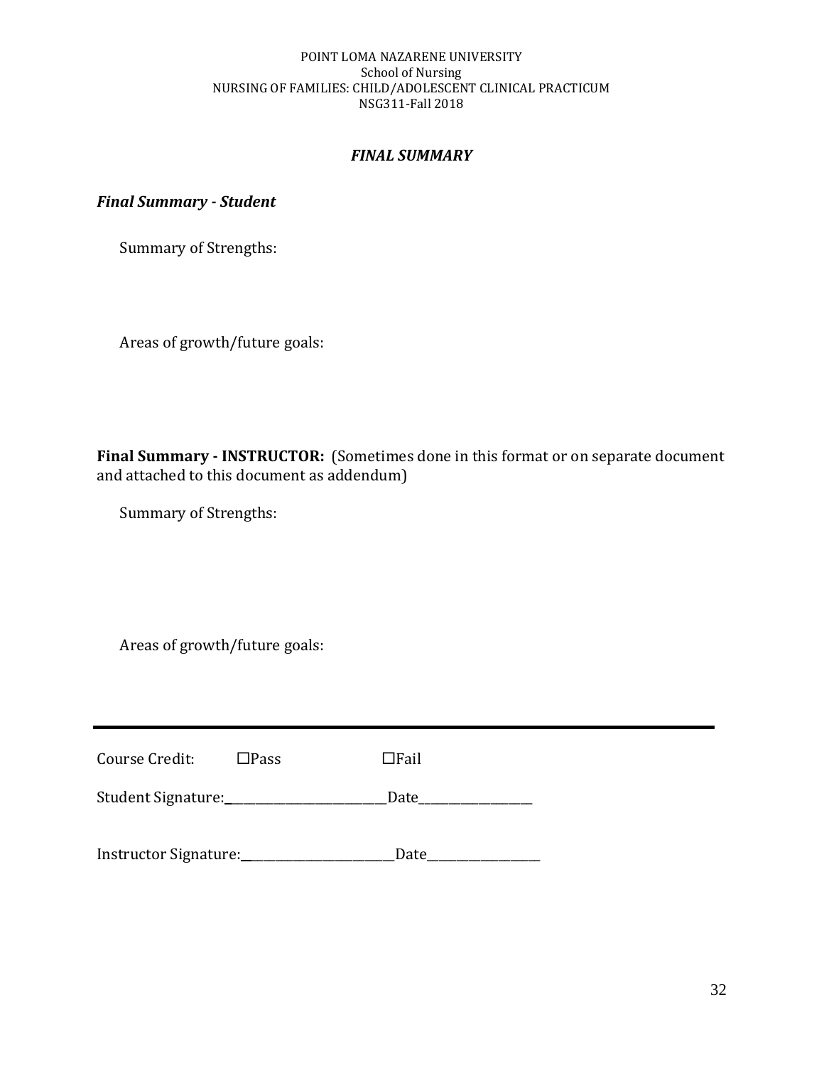POINT LOMA NAZARENE UNIVERSITY
School of Nursing
NURSING OF FAMILIES: CHILD/ADOLESCENT CLINICAL PRACTICUM
NSG311-Fall 2018

## *FINAL SUMMARY*

### *Final Summary - Student*

Summary of Strengths:

Areas of growth/future goals:

**Final Summary - INSTRUCTOR:** (Sometimes done in this format or on separate document and attached to this document as addendum)

Summary of Strengths:

Areas of growth/future goals:

---

Course Credit: ☐Pass ☐Fail

Student Signature:___________________________Date___________________

Instructor Signature:__________________________Date___________________